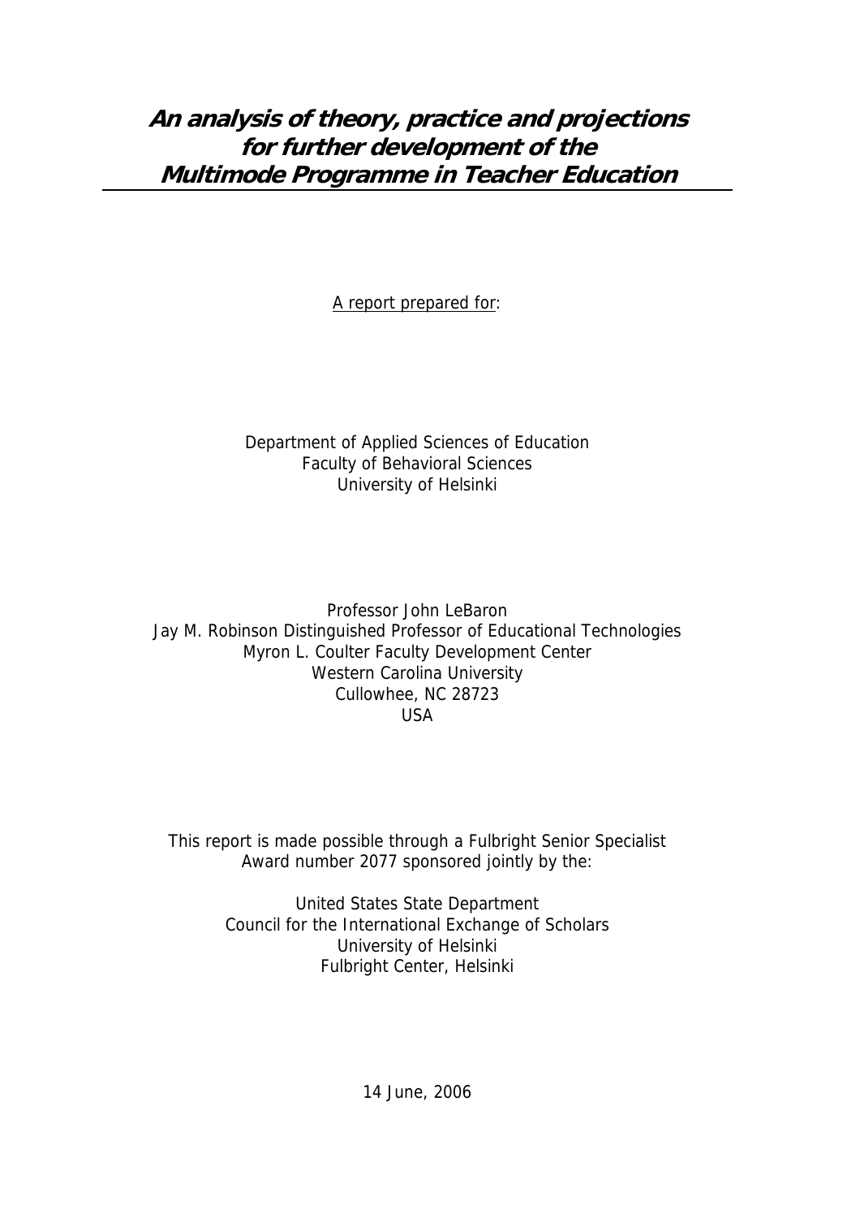# *An analysis of theory, practice and projections for further development of the Multimode Programme in Teacher Education*

A report prepared for:

Department of Applied Sciences of Education
Faculty of Behavioral Sciences
University of Helsinki

Professor John LeBaron
Jay M. Robinson Distinguished Professor of Educational Technologies
Myron L. Coulter Faculty Development Center
Western Carolina University
Cullowhee, NC 28723
USA

This report is made possible through a Fulbright Senior Specialist Award number 2077 sponsored jointly by the:

United States State Department
Council for the International Exchange of Scholars
University of Helsinki
Fulbright Center, Helsinki

14 June, 2006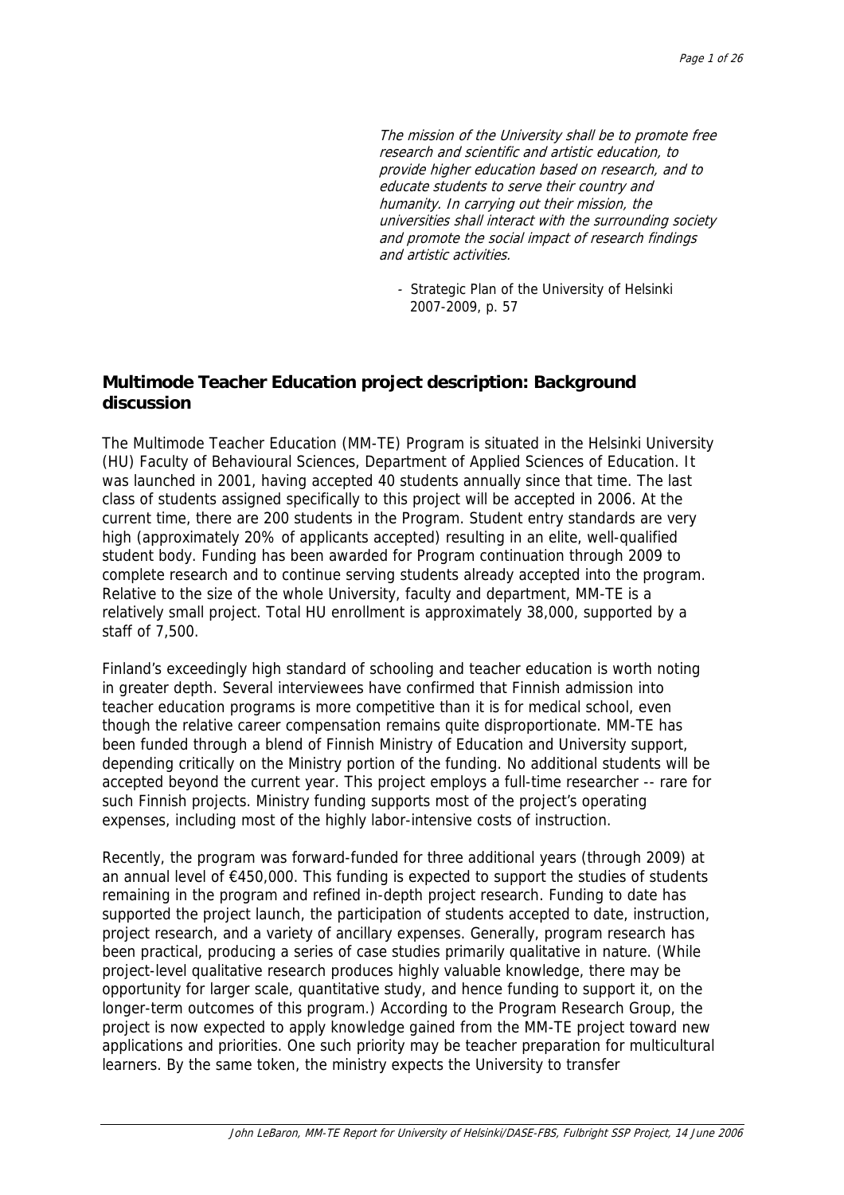*The mission of the University shall be to promote free research and scientific and artistic education, to provide higher education based on research, and to educate students to serve their country and humanity. In carrying out their mission, the universities shall interact with the surrounding society and promote the social impact of research findings and artistic activities.*

- Strategic Plan of the University of Helsinki 2007-2009, p. 57

## Multimode Teacher Education project description: Background discussion

The Multimode Teacher Education (MM-TE) Program is situated in the Helsinki University (HU) Faculty of Behavioural Sciences, Department of Applied Sciences of Education. It was launched in 2001, having accepted 40 students annually since that time. The last class of students assigned specifically to this project will be accepted in 2006. At the current time, there are 200 students in the Program. Student entry standards are very high (approximately 20% of applicants accepted) resulting in an elite, well-qualified student body. Funding has been awarded for Program continuation through 2009 to complete research and to continue serving students already accepted into the program. Relative to the size of the whole University, faculty and department, MM-TE is a relatively small project. Total HU enrollment is approximately 38,000, supported by a staff of 7,500.

Finland's exceedingly high standard of schooling and teacher education is worth noting in greater depth. Several interviewees have confirmed that Finnish admission into teacher education programs is more competitive than it is for medical school, even though the relative career compensation remains quite disproportionate. MM-TE has been funded through a blend of Finnish Ministry of Education and University support, depending critically on the Ministry portion of the funding. No additional students will be accepted beyond the current year. This project employs a full-time researcher -- rare for such Finnish projects. Ministry funding supports most of the project's operating expenses, including most of the highly labor-intensive costs of instruction.

Recently, the program was forward-funded for three additional years (through 2009) at an annual level of €450,000. This funding is expected to support the studies of students remaining in the program and refined in-depth project research. Funding to date has supported the project launch, the participation of students accepted to date, instruction, project research, and a variety of ancillary expenses. Generally, program research has been practical, producing a series of case studies primarily qualitative in nature. (While project-level qualitative research produces highly valuable knowledge, there may be opportunity for larger scale, quantitative study, and hence funding to support it, on the longer-term outcomes of this program.) According to the Program Research Group, the project is now expected to apply knowledge gained from the MM-TE project toward new applications and priorities. One such priority may be teacher preparation for multicultural learners. By the same token, the ministry expects the University to transfer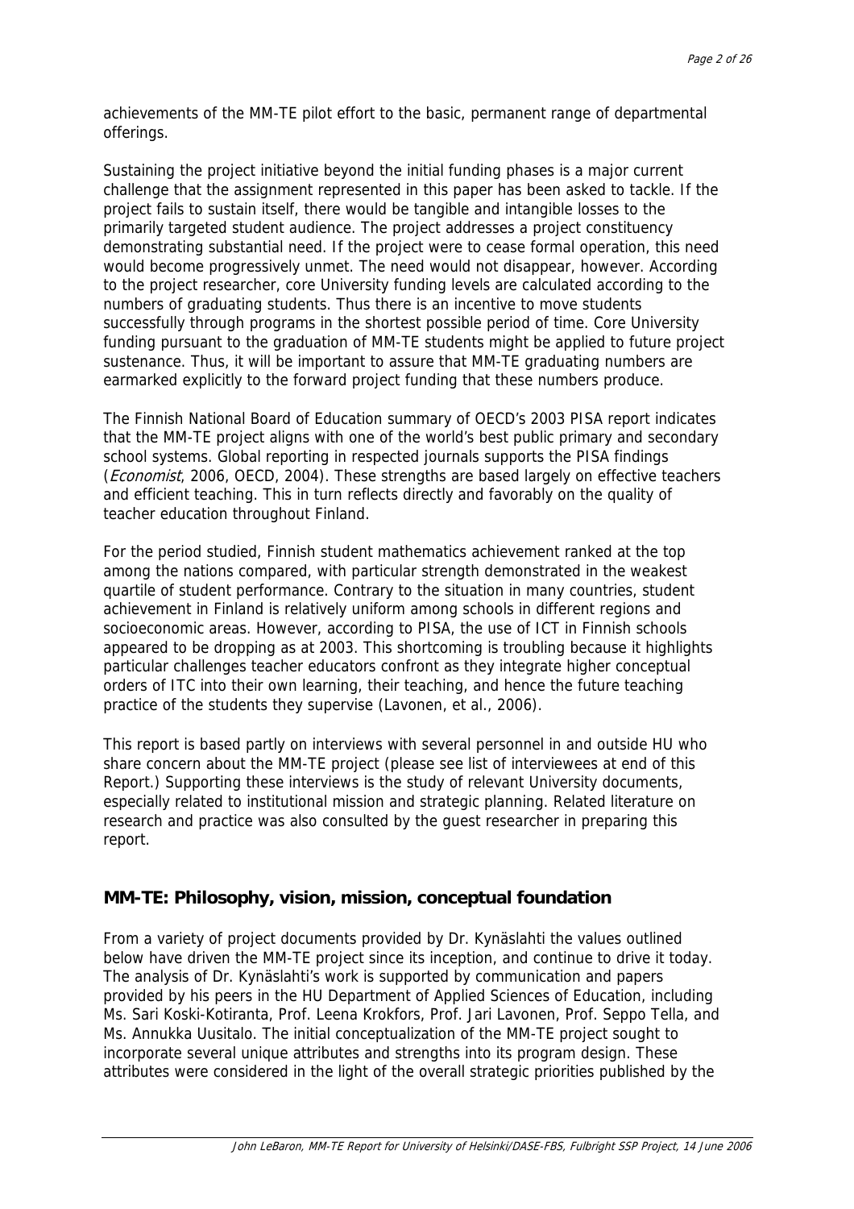achievements of the MM-TE pilot effort to the basic, permanent range of departmental offerings.

Sustaining the project initiative beyond the initial funding phases is a major current challenge that the assignment represented in this paper has been asked to tackle. If the project fails to sustain itself, there would be tangible and intangible losses to the primarily targeted student audience. The project addresses a project constituency demonstrating substantial need. If the project were to cease formal operation, this need would become progressively unmet. The need would not disappear, however. According to the project researcher, core University funding levels are calculated according to the numbers of graduating students. Thus there is an incentive to move students successfully through programs in the shortest possible period of time. Core University funding pursuant to the graduation of MM-TE students might be applied to future project sustenance. Thus, it will be important to assure that MM-TE graduating numbers are earmarked explicitly to the forward project funding that these numbers produce.

The Finnish National Board of Education summary of OECD's 2003 PISA report indicates that the MM-TE project aligns with one of the world's best public primary and secondary school systems. Global reporting in respected journals supports the PISA findings (*Economist*, 2006, OECD, 2004). These strengths are based largely on effective teachers and efficient teaching. This in turn reflects directly and favorably on the quality of teacher education throughout Finland.

For the period studied, Finnish student mathematics achievement ranked at the top among the nations compared, with particular strength demonstrated in the weakest quartile of student performance. Contrary to the situation in many countries, student achievement in Finland is relatively uniform among schools in different regions and socioeconomic areas. However, according to PISA, the use of ICT in Finnish schools appeared to be dropping as at 2003. This shortcoming is troubling because it highlights particular challenges teacher educators confront as they integrate higher conceptual orders of ITC into their own learning, their teaching, and hence the future teaching practice of the students they supervise (Lavonen, et al., 2006).

This report is based partly on interviews with several personnel in and outside HU who share concern about the MM-TE project (please see list of interviewees at end of this Report.) Supporting these interviews is the study of relevant University documents, especially related to institutional mission and strategic planning. Related literature on research and practice was also consulted by the guest researcher in preparing this report.

## MM-TE: Philosophy, vision, mission, conceptual foundation

From a variety of project documents provided by Dr. Kynäslahti the values outlined below have driven the MM-TE project since its inception, and continue to drive it today. The analysis of Dr. Kynäslahti's work is supported by communication and papers provided by his peers in the HU Department of Applied Sciences of Education, including Ms. Sari Koski-Kotiranta, Prof. Leena Krokfors, Prof. Jari Lavonen, Prof. Seppo Tella, and Ms. Annukka Uusitalo. The initial conceptualization of the MM-TE project sought to incorporate several unique attributes and strengths into its program design. These attributes were considered in the light of the overall strategic priorities published by the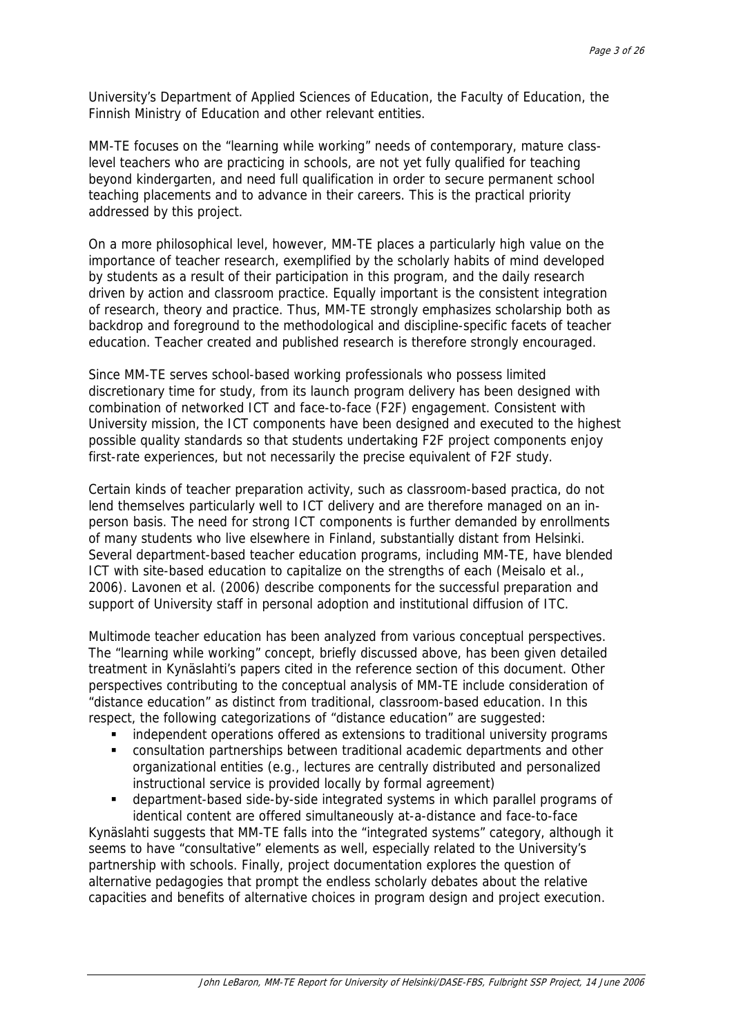University's Department of Applied Sciences of Education, the Faculty of Education, the Finnish Ministry of Education and other relevant entities.

MM-TE focuses on the "learning while working" needs of contemporary, mature class-level teachers who are practicing in schools, are not yet fully qualified for teaching beyond kindergarten, and need full qualification in order to secure permanent school teaching placements and to advance in their careers. This is the practical priority addressed by this project.

On a more philosophical level, however, MM-TE places a particularly high value on the importance of teacher research, exemplified by the scholarly habits of mind developed by students as a result of their participation in this program, and the daily research driven by action and classroom practice. Equally important is the consistent integration of research, theory and practice. Thus, MM-TE strongly emphasizes scholarship both as backdrop and foreground to the methodological and discipline-specific facets of teacher education. Teacher created and published research is therefore strongly encouraged.

Since MM-TE serves school-based working professionals who possess limited discretionary time for study, from its launch program delivery has been designed with combination of networked ICT and face-to-face (F2F) engagement. Consistent with University mission, the ICT components have been designed and executed to the highest possible quality standards so that students undertaking F2F project components enjoy first-rate experiences, but not necessarily the precise equivalent of F2F study.

Certain kinds of teacher preparation activity, such as classroom-based practica, do not lend themselves particularly well to ICT delivery and are therefore managed on an in-person basis. The need for strong ICT components is further demanded by enrollments of many students who live elsewhere in Finland, substantially distant from Helsinki. Several department-based teacher education programs, including MM-TE, have blended ICT with site-based education to capitalize on the strengths of each (Meisalo et al., 2006). Lavonen et al. (2006) describe components for the successful preparation and support of University staff in personal adoption and institutional diffusion of ITC.

Multimode teacher education has been analyzed from various conceptual perspectives. The "learning while working" concept, briefly discussed above, has been given detailed treatment in Kynäslahti's papers cited in the reference section of this document. Other perspectives contributing to the conceptual analysis of MM-TE include consideration of "distance education" as distinct from traditional, classroom-based education. In this respect, the following categorizations of "distance education" are suggested:

- independent operations offered as extensions to traditional university programs
- consultation partnerships between traditional academic departments and other organizational entities (e.g., lectures are centrally distributed and personalized instructional service is provided locally by formal agreement)
- department-based side-by-side integrated systems in which parallel programs of identical content are offered simultaneously at-a-distance and face-to-face

Kynäslahti suggests that MM-TE falls into the "integrated systems" category, although it seems to have "consultative" elements as well, especially related to the University's partnership with schools. Finally, project documentation explores the question of alternative pedagogies that prompt the endless scholarly debates about the relative capacities and benefits of alternative choices in program design and project execution.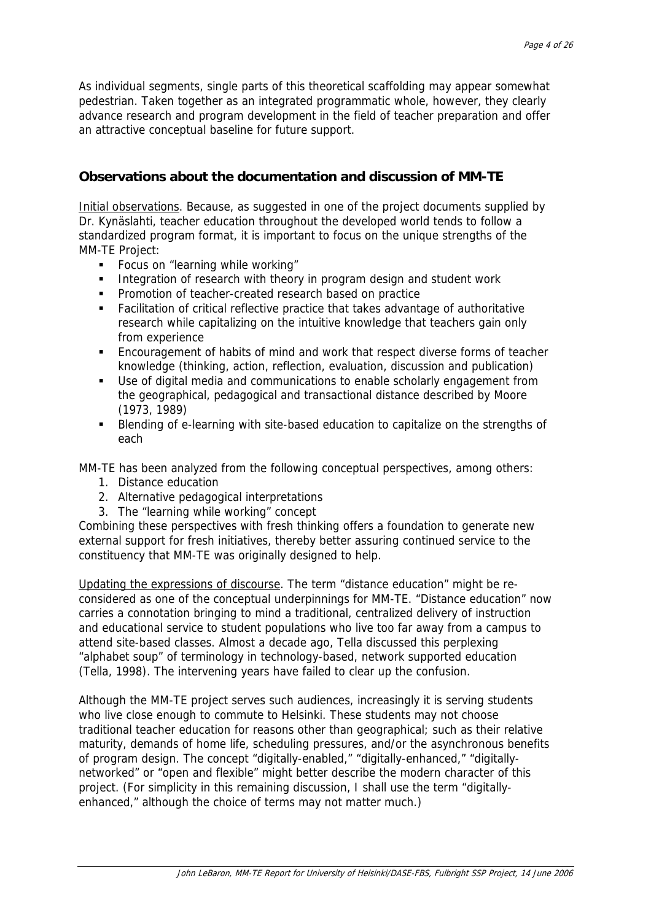As individual segments, single parts of this theoretical scaffolding may appear somewhat pedestrian. Taken together as an integrated programmatic whole, however, they clearly advance research and program development in the field of teacher preparation and offer an attractive conceptual baseline for future support.

## Observations about the documentation and discussion of MM-TE

Initial observations. Because, as suggested in one of the project documents supplied by Dr. Kynäslahti, teacher education throughout the developed world tends to follow a standardized program format, it is important to focus on the unique strengths of the MM-TE Project:

- Focus on "learning while working"
- Integration of research with theory in program design and student work
- Promotion of teacher-created research based on practice
- Facilitation of critical reflective practice that takes advantage of authoritative research while capitalizing on the intuitive knowledge that teachers gain only from experience
- Encouragement of habits of mind and work that respect diverse forms of teacher knowledge (thinking, action, reflection, evaluation, discussion and publication)
- Use of digital media and communications to enable scholarly engagement from the geographical, pedagogical and transactional distance described by Moore (1973, 1989)
- Blending of e-learning with site-based education to capitalize on the strengths of each

MM-TE has been analyzed from the following conceptual perspectives, among others:

1. Distance education
2. Alternative pedagogical interpretations
3. The "learning while working" concept

Combining these perspectives with fresh thinking offers a foundation to generate new external support for fresh initiatives, thereby better assuring continued service to the constituency that MM-TE was originally designed to help.

Updating the expressions of discourse. The term "distance education" might be re-considered as one of the conceptual underpinnings for MM-TE. "Distance education" now carries a connotation bringing to mind a traditional, centralized delivery of instruction and educational service to student populations who live too far away from a campus to attend site-based classes. Almost a decade ago, Tella discussed this perplexing "alphabet soup" of terminology in technology-based, network supported education (Tella, 1998). The intervening years have failed to clear up the confusion.

Although the MM-TE project serves such audiences, increasingly it is serving students who live close enough to commute to Helsinki. These students may not choose traditional teacher education for reasons other than geographical; such as their relative maturity, demands of home life, scheduling pressures, and/or the asynchronous benefits of program design. The concept "digitally-enabled," "digitally-enhanced," "digitally-networked" or "open and flexible" might better describe the modern character of this project. (For simplicity in this remaining discussion, I shall use the term "digitally-enhanced," although the choice of terms may not matter much.)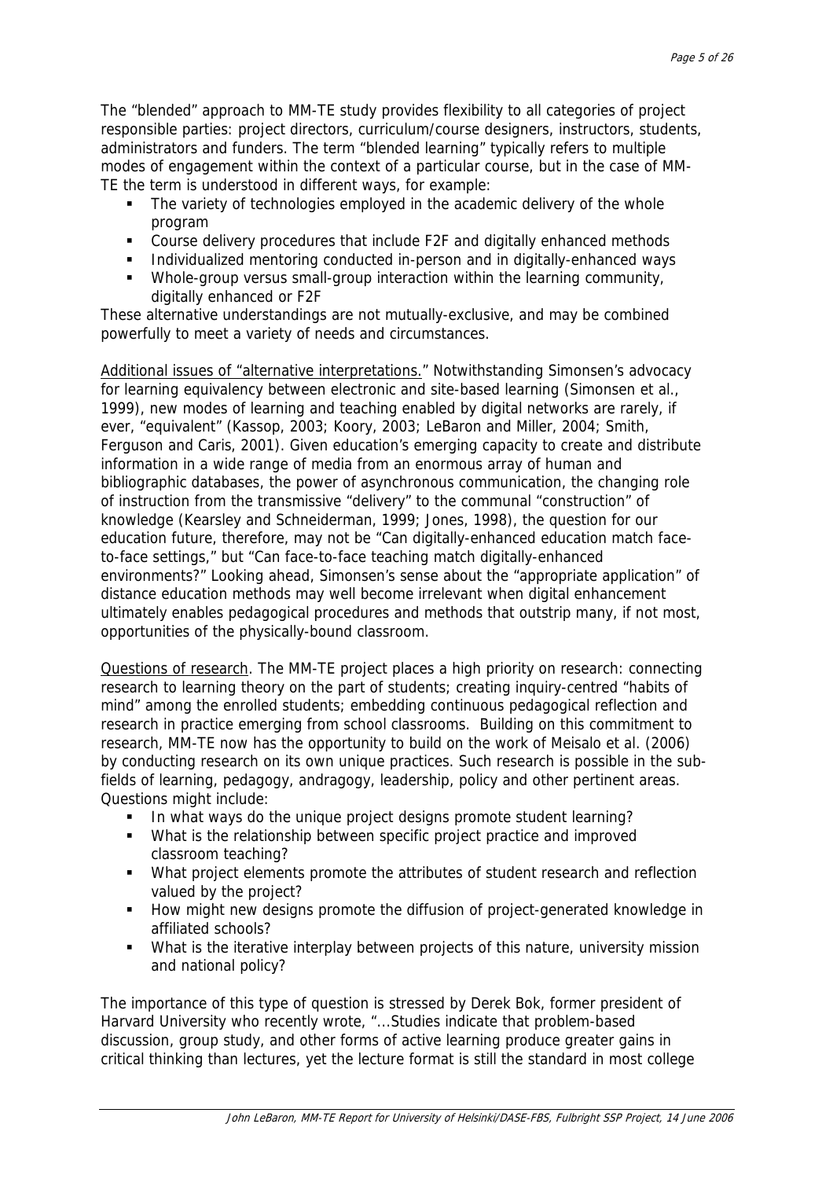The "blended" approach to MM-TE study provides flexibility to all categories of project responsible parties: project directors, curriculum/course designers, instructors, students, administrators and funders. The term "blended learning" typically refers to multiple modes of engagement within the context of a particular course, but in the case of MM-TE the term is understood in different ways, for example:

- The variety of technologies employed in the academic delivery of the whole program
- Course delivery procedures that include F2F and digitally enhanced methods
- Individualized mentoring conducted in-person and in digitally-enhanced ways
- Whole-group versus small-group interaction within the learning community, digitally enhanced or F2F

These alternative understandings are not mutually-exclusive, and may be combined powerfully to meet a variety of needs and circumstances.

<u>Additional issues of "alternative interpretations."</u> Notwithstanding Simonsen's advocacy for learning equivalency between electronic and site-based learning (Simonsen et al., 1999), new modes of learning and teaching enabled by digital networks are rarely, if ever, "equivalent" (Kassop, 2003; Koory, 2003; LeBaron and Miller, 2004; Smith, Ferguson and Caris, 2001). Given education's emerging capacity to create and distribute information in a wide range of media from an enormous array of human and bibliographic databases, the power of asynchronous communication, the changing role of instruction from the transmissive "delivery" to the communal "construction" of knowledge (Kearsley and Schneiderman, 1999; Jones, 1998), the question for our education future, therefore, may not be "Can digitally-enhanced education match face-to-face settings," but "Can face-to-face teaching match digitally-enhanced environments?" Looking ahead, Simonsen's sense about the "appropriate application" of distance education methods may well become irrelevant when digital enhancement ultimately enables pedagogical procedures and methods that outstrip many, if not most, opportunities of the physically-bound classroom.

<u>Questions of research</u>. The MM-TE project places a high priority on research: connecting research to learning theory on the part of students; creating inquiry-centred "habits of mind" among the enrolled students; embedding continuous pedagogical reflection and research in practice emerging from school classrooms. Building on this commitment to research, MM-TE now has the opportunity to build on the work of Meisalo et al. (2006) by conducting research on its own unique practices. Such research is possible in the sub-fields of learning, pedagogy, andragogy, leadership, policy and other pertinent areas. Questions might include:

- In what ways do the unique project designs promote student learning?
- What is the relationship between specific project practice and improved classroom teaching?
- What project elements promote the attributes of student research and reflection valued by the project?
- How might new designs promote the diffusion of project-generated knowledge in affiliated schools?
- What is the iterative interplay between projects of this nature, university mission and national policy?

The importance of this type of question is stressed by Derek Bok, former president of Harvard University who recently wrote, "...Studies indicate that problem-based discussion, group study, and other forms of active learning produce greater gains in critical thinking than lectures, yet the lecture format is still the standard in most college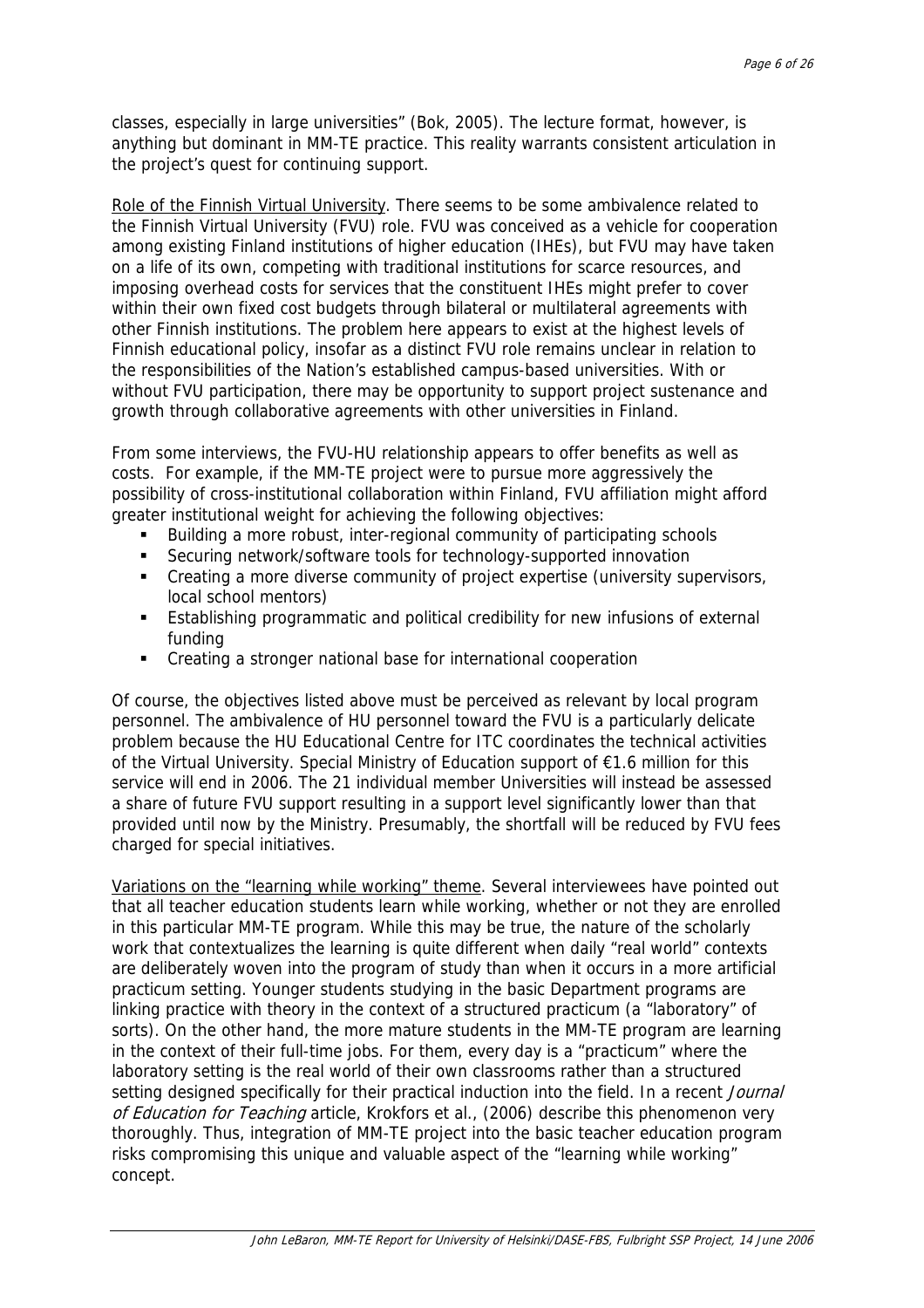classes, especially in large universities" (Bok, 2005). The lecture format, however, is anything but dominant in MM-TE practice. This reality warrants consistent articulation in the project's quest for continuing support.

Role of the Finnish Virtual University. There seems to be some ambivalence related to the Finnish Virtual University (FVU) role. FVU was conceived as a vehicle for cooperation among existing Finland institutions of higher education (IHEs), but FVU may have taken on a life of its own, competing with traditional institutions for scarce resources, and imposing overhead costs for services that the constituent IHEs might prefer to cover within their own fixed cost budgets through bilateral or multilateral agreements with other Finnish institutions. The problem here appears to exist at the highest levels of Finnish educational policy, insofar as a distinct FVU role remains unclear in relation to the responsibilities of the Nation's established campus-based universities. With or without FVU participation, there may be opportunity to support project sustenance and growth through collaborative agreements with other universities in Finland.

From some interviews, the FVU-HU relationship appears to offer benefits as well as costs. For example, if the MM-TE project were to pursue more aggressively the possibility of cross-institutional collaboration within Finland, FVU affiliation might afford greater institutional weight for achieving the following objectives:

- Building a more robust, inter-regional community of participating schools
- Securing network/software tools for technology-supported innovation
- Creating a more diverse community of project expertise (university supervisors, local school mentors)
- Establishing programmatic and political credibility for new infusions of external funding
- Creating a stronger national base for international cooperation

Of course, the objectives listed above must be perceived as relevant by local program personnel. The ambivalence of HU personnel toward the FVU is a particularly delicate problem because the HU Educational Centre for ITC coordinates the technical activities of the Virtual University. Special Ministry of Education support of €1.6 million for this service will end in 2006. The 21 individual member Universities will instead be assessed a share of future FVU support resulting in a support level significantly lower than that provided until now by the Ministry. Presumably, the shortfall will be reduced by FVU fees charged for special initiatives.

Variations on the "learning while working" theme. Several interviewees have pointed out that all teacher education students learn while working, whether or not they are enrolled in this particular MM-TE program. While this may be true, the nature of the scholarly work that contextualizes the learning is quite different when daily "real world" contexts are deliberately woven into the program of study than when it occurs in a more artificial practicum setting. Younger students studying in the basic Department programs are linking practice with theory in the context of a structured practicum (a "laboratory" of sorts). On the other hand, the more mature students in the MM-TE program are learning in the context of their full-time jobs. For them, every day is a "practicum" where the laboratory setting is the real world of their own classrooms rather than a structured setting designed specifically for their practical induction into the field. In a recent *Journal of Education for Teaching* article, Krokfors et al., (2006) describe this phenomenon very thoroughly. Thus, integration of MM-TE project into the basic teacher education program risks compromising this unique and valuable aspect of the "learning while working" concept.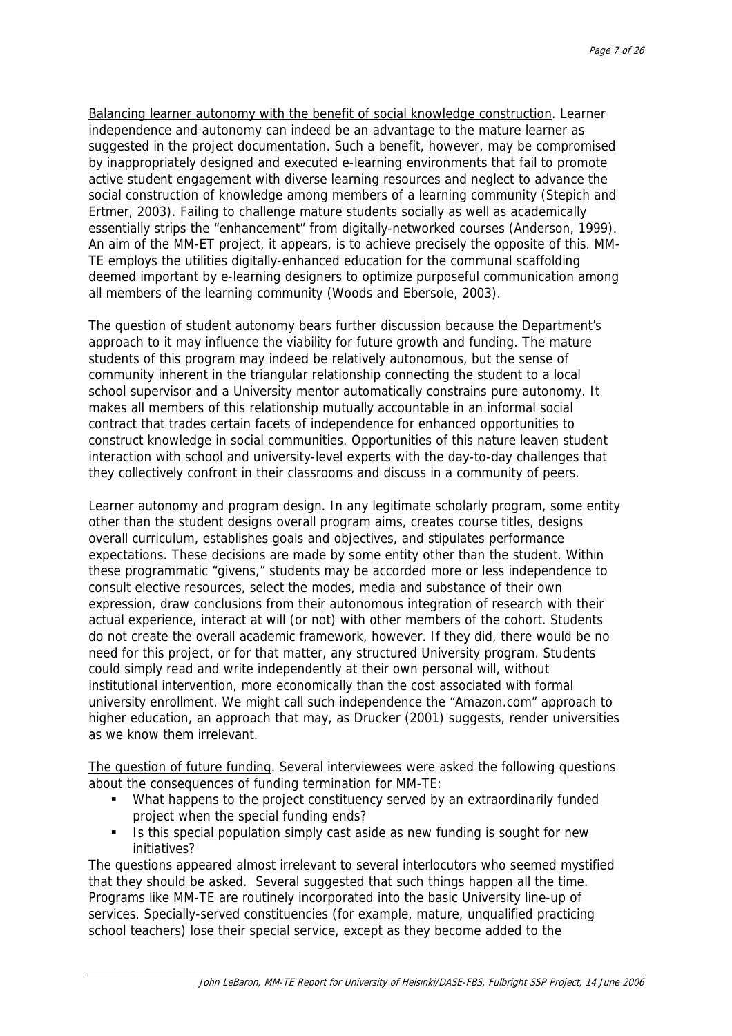Balancing learner autonomy with the benefit of social knowledge construction. Learner independence and autonomy can indeed be an advantage to the mature learner as suggested in the project documentation. Such a benefit, however, may be compromised by inappropriately designed and executed e-learning environments that fail to promote active student engagement with diverse learning resources and neglect to advance the social construction of knowledge among members of a learning community (Stepich and Ertmer, 2003). Failing to challenge mature students socially as well as academically essentially strips the "enhancement" from digitally-networked courses (Anderson, 1999). An aim of the MM-ET project, it appears, is to achieve precisely the opposite of this. MM-TE employs the utilities digitally-enhanced education for the communal scaffolding deemed important by e-learning designers to optimize purposeful communication among all members of the learning community (Woods and Ebersole, 2003).

The question of student autonomy bears further discussion because the Department's approach to it may influence the viability for future growth and funding. The mature students of this program may indeed be relatively autonomous, but the sense of community inherent in the triangular relationship connecting the student to a local school supervisor and a University mentor automatically constrains pure autonomy. It makes all members of this relationship mutually accountable in an informal social contract that trades certain facets of independence for enhanced opportunities to construct knowledge in social communities. Opportunities of this nature leaven student interaction with school and university-level experts with the day-to-day challenges that they collectively confront in their classrooms and discuss in a community of peers.

Learner autonomy and program design. In any legitimate scholarly program, some entity other than the student designs overall program aims, creates course titles, designs overall curriculum, establishes goals and objectives, and stipulates performance expectations. These decisions are made by some entity other than the student. Within these programmatic "givens," students may be accorded more or less independence to consult elective resources, select the modes, media and substance of their own expression, draw conclusions from their autonomous integration of research with their actual experience, interact at will (or not) with other members of the cohort. Students do not create the overall academic framework, however. If they did, there would be no need for this project, or for that matter, any structured University program. Students could simply read and write independently at their own personal will, without institutional intervention, more economically than the cost associated with formal university enrollment. We might call such independence the "Amazon.com" approach to higher education, an approach that may, as Drucker (2001) suggests, render universities as we know them irrelevant.

The question of future funding. Several interviewees were asked the following questions about the consequences of funding termination for MM-TE:

- What happens to the project constituency served by an extraordinarily funded project when the special funding ends?
- Is this special population simply cast aside as new funding is sought for new initiatives?

The questions appeared almost irrelevant to several interlocutors who seemed mystified that they should be asked. Several suggested that such things happen all the time. Programs like MM-TE are routinely incorporated into the basic University line-up of services. Specially-served constituencies (for example, mature, unqualified practicing school teachers) lose their special service, except as they become added to the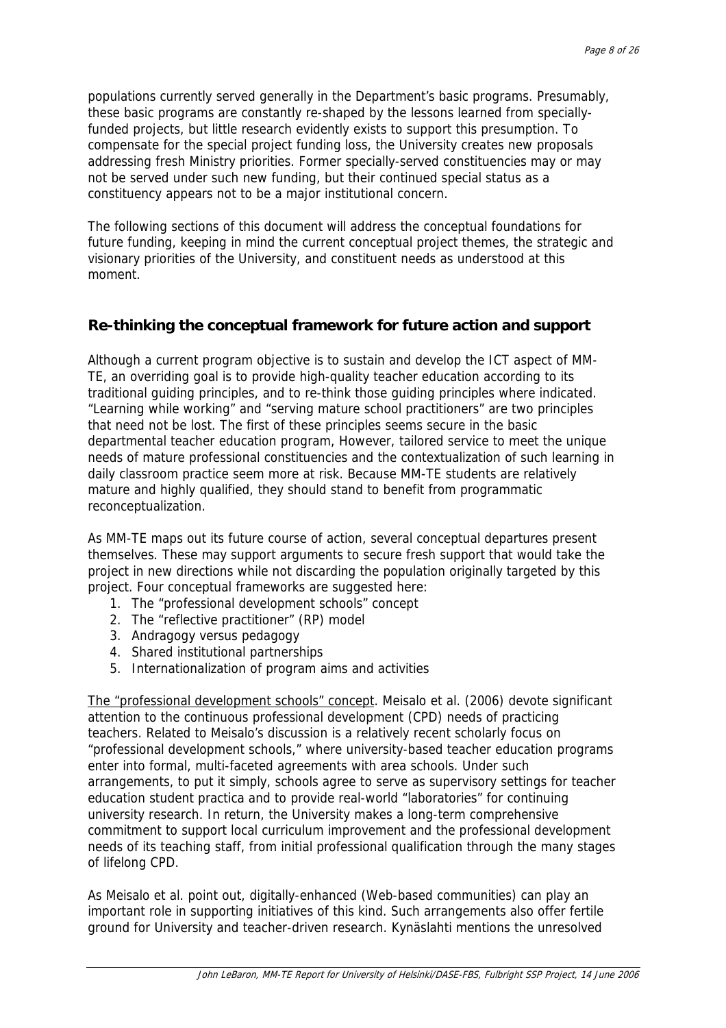populations currently served generally in the Department's basic programs. Presumably, these basic programs are constantly re-shaped by the lessons learned from specially-funded projects, but little research evidently exists to support this presumption. To compensate for the special project funding loss, the University creates new proposals addressing fresh Ministry priorities. Former specially-served constituencies may or may not be served under such new funding, but their continued special status as a constituency appears not to be a major institutional concern.

The following sections of this document will address the conceptual foundations for future funding, keeping in mind the current conceptual project themes, the strategic and visionary priorities of the University, and constituent needs as understood at this moment.

## Re-thinking the conceptual framework for future action and support

Although a current program objective is to sustain and develop the ICT aspect of MM-TE, an overriding goal is to provide high-quality teacher education according to its traditional guiding principles, and to re-think those guiding principles where indicated. "Learning while working" and "serving mature school practitioners" are two principles that need not be lost. The first of these principles seems secure in the basic departmental teacher education program, However, tailored service to meet the unique needs of mature professional constituencies and the contextualization of such learning in daily classroom practice seem more at risk. Because MM-TE students are relatively mature and highly qualified, they should stand to benefit from programmatic reconceptualization.

As MM-TE maps out its future course of action, several conceptual departures present themselves. These may support arguments to secure fresh support that would take the project in new directions while not discarding the population originally targeted by this project. Four conceptual frameworks are suggested here:

1. The "professional development schools" concept
2. The "reflective practitioner" (RP) model
3. Andragogy versus pedagogy
4. Shared institutional partnerships
5. Internationalization of program aims and activities

The "professional development schools" concept. Meisalo et al. (2006) devote significant attention to the continuous professional development (CPD) needs of practicing teachers. Related to Meisalo's discussion is a relatively recent scholarly focus on "professional development schools," where university-based teacher education programs enter into formal, multi-faceted agreements with area schools. Under such arrangements, to put it simply, schools agree to serve as supervisory settings for teacher education student practica and to provide real-world "laboratories" for continuing university research. In return, the University makes a long-term comprehensive commitment to support local curriculum improvement and the professional development needs of its teaching staff, from initial professional qualification through the many stages of lifelong CPD.

As Meisalo et al. point out, digitally-enhanced (Web-based communities) can play an important role in supporting initiatives of this kind. Such arrangements also offer fertile ground for University and teacher-driven research. Kynäslahti mentions the unresolved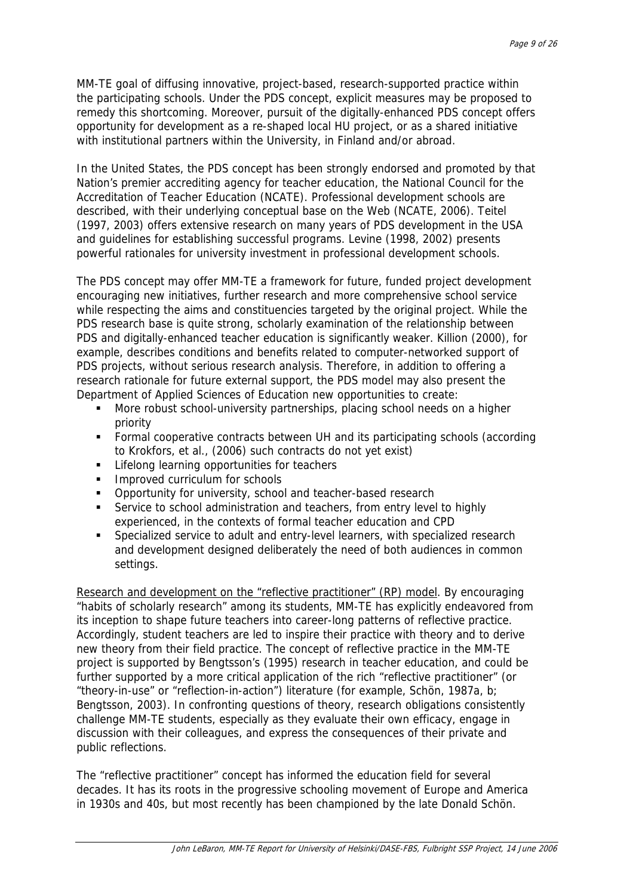MM-TE goal of diffusing innovative, project-based, research-supported practice within the participating schools. Under the PDS concept, explicit measures may be proposed to remedy this shortcoming. Moreover, pursuit of the digitally-enhanced PDS concept offers opportunity for development as a re-shaped local HU project, or as a shared initiative with institutional partners within the University, in Finland and/or abroad.

In the United States, the PDS concept has been strongly endorsed and promoted by that Nation's premier accrediting agency for teacher education, the National Council for the Accreditation of Teacher Education (NCATE). Professional development schools are described, with their underlying conceptual base on the Web (NCATE, 2006). Teitel (1997, 2003) offers extensive research on many years of PDS development in the USA and guidelines for establishing successful programs. Levine (1998, 2002) presents powerful rationales for university investment in professional development schools.

The PDS concept may offer MM-TE a framework for future, funded project development encouraging new initiatives, further research and more comprehensive school service while respecting the aims and constituencies targeted by the original project. While the PDS research base is quite strong, scholarly examination of the relationship between PDS and digitally-enhanced teacher education is significantly weaker. Killion (2000), for example, describes conditions and benefits related to computer-networked support of PDS projects, without serious research analysis. Therefore, in addition to offering a research rationale for future external support, the PDS model may also present the Department of Applied Sciences of Education new opportunities to create:

- More robust school-university partnerships, placing school needs on a higher priority
- Formal cooperative contracts between UH and its participating schools (according to Krokfors, et al., (2006) such contracts do not yet exist)
- Lifelong learning opportunities for teachers
- Improved curriculum for schools
- Opportunity for university, school and teacher-based research
- Service to school administration and teachers, from entry level to highly experienced, in the contexts of formal teacher education and CPD
- Specialized service to adult and entry-level learners, with specialized research and development designed deliberately the need of both audiences in common settings.

Research and development on the "reflective practitioner" (RP) model. By encouraging "habits of scholarly research" among its students, MM-TE has explicitly endeavored from its inception to shape future teachers into career-long patterns of reflective practice. Accordingly, student teachers are led to inspire their practice with theory and to derive new theory from their field practice. The concept of reflective practice in the MM-TE project is supported by Bengtsson's (1995) research in teacher education, and could be further supported by a more critical application of the rich "reflective practitioner" (or "theory-in-use" or "reflection-in-action") literature (for example, Schön, 1987a, b; Bengtsson, 2003). In confronting questions of theory, research obligations consistently challenge MM-TE students, especially as they evaluate their own efficacy, engage in discussion with their colleagues, and express the consequences of their private and public reflections.

The "reflective practitioner" concept has informed the education field for several decades. It has its roots in the progressive schooling movement of Europe and America in 1930s and 40s, but most recently has been championed by the late Donald Schön.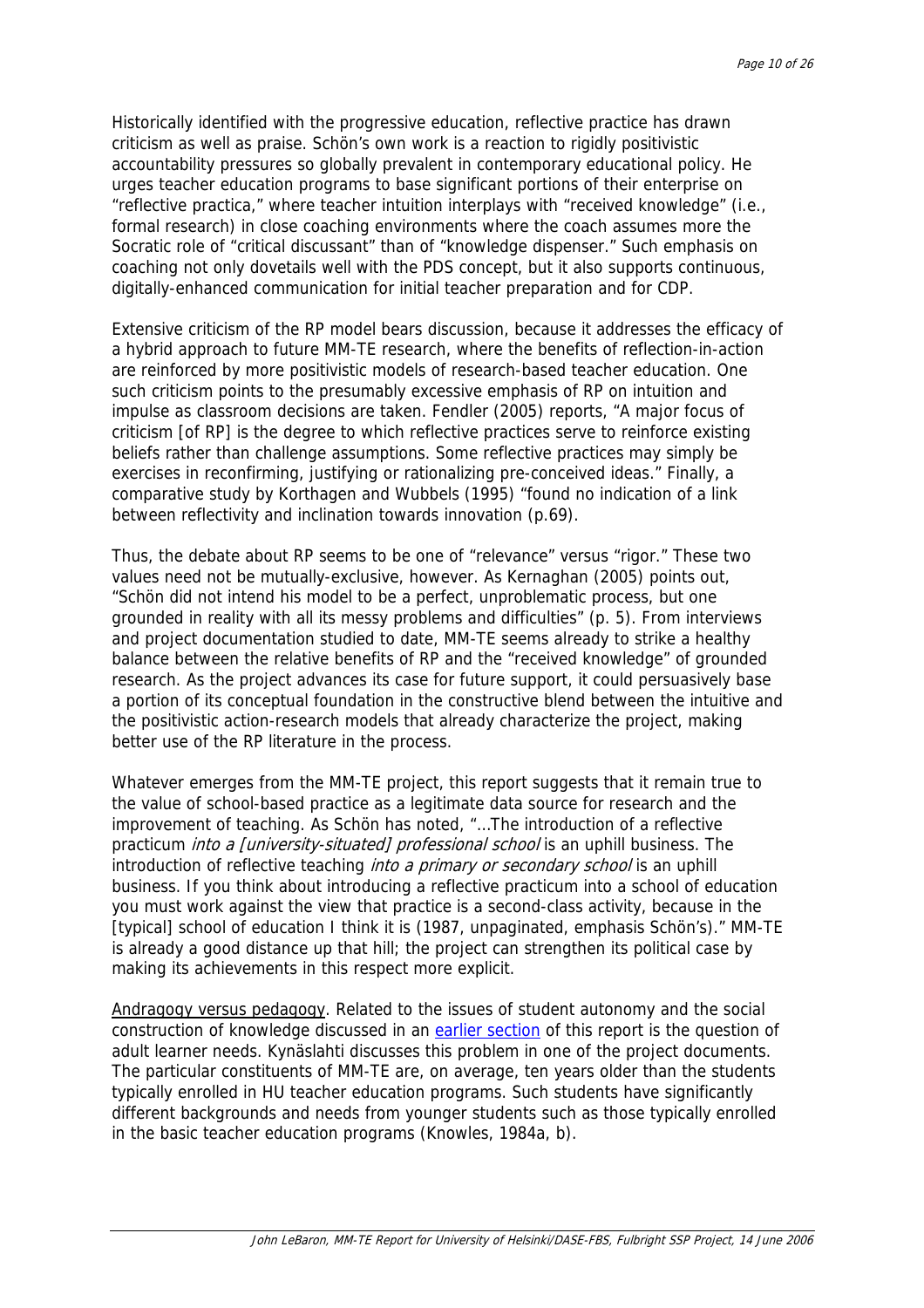Historically identified with the progressive education, reflective practice has drawn criticism as well as praise. Schön's own work is a reaction to rigidly positivistic accountability pressures so globally prevalent in contemporary educational policy. He urges teacher education programs to base significant portions of their enterprise on "reflective practica," where teacher intuition interplays with "received knowledge" (i.e., formal research) in close coaching environments where the coach assumes more the Socratic role of "critical discussant" than of "knowledge dispenser." Such emphasis on coaching not only dovetails well with the PDS concept, but it also supports continuous, digitally-enhanced communication for initial teacher preparation and for CDP.

Extensive criticism of the RP model bears discussion, because it addresses the efficacy of a hybrid approach to future MM-TE research, where the benefits of reflection-in-action are reinforced by more positivistic models of research-based teacher education. One such criticism points to the presumably excessive emphasis of RP on intuition and impulse as classroom decisions are taken. Fendler (2005) reports, "A major focus of criticism [of RP] is the degree to which reflective practices serve to reinforce existing beliefs rather than challenge assumptions. Some reflective practices may simply be exercises in reconfirming, justifying or rationalizing pre-conceived ideas." Finally, a comparative study by Korthagen and Wubbels (1995) "found no indication of a link between reflectivity and inclination towards innovation (p.69).

Thus, the debate about RP seems to be one of "relevance" versus "rigor." These two values need not be mutually-exclusive, however. As Kernaghan (2005) points out, "Schön did not intend his model to be a perfect, unproblematic process, but one grounded in reality with all its messy problems and difficulties" (p. 5). From interviews and project documentation studied to date, MM-TE seems already to strike a healthy balance between the relative benefits of RP and the "received knowledge" of grounded research. As the project advances its case for future support, it could persuasively base a portion of its conceptual foundation in the constructive blend between the intuitive and the positivistic action-research models that already characterize the project, making better use of the RP literature in the process.

Whatever emerges from the MM-TE project, this report suggests that it remain true to the value of school-based practice as a legitimate data source for research and the improvement of teaching. As Schön has noted, "…The introduction of a reflective practicum *into a [university-situated] professional school* is an uphill business. The introduction of reflective teaching *into a primary or secondary school* is an uphill business. If you think about introducing a reflective practicum into a school of education you must work against the view that practice is a second-class activity, because in the [typical] school of education I think it is (1987, unpaginated, emphasis Schön's)." MM-TE is already a good distance up that hill; the project can strengthen its political case by making its achievements in this respect more explicit.

Andragogy versus pedagogy. Related to the issues of student autonomy and the social construction of knowledge discussed in an earlier section of this report is the question of adult learner needs. Kynäslahti discusses this problem in one of the project documents. The particular constituents of MM-TE are, on average, ten years older than the students typically enrolled in HU teacher education programs. Such students have significantly different backgrounds and needs from younger students such as those typically enrolled in the basic teacher education programs (Knowles, 1984a, b).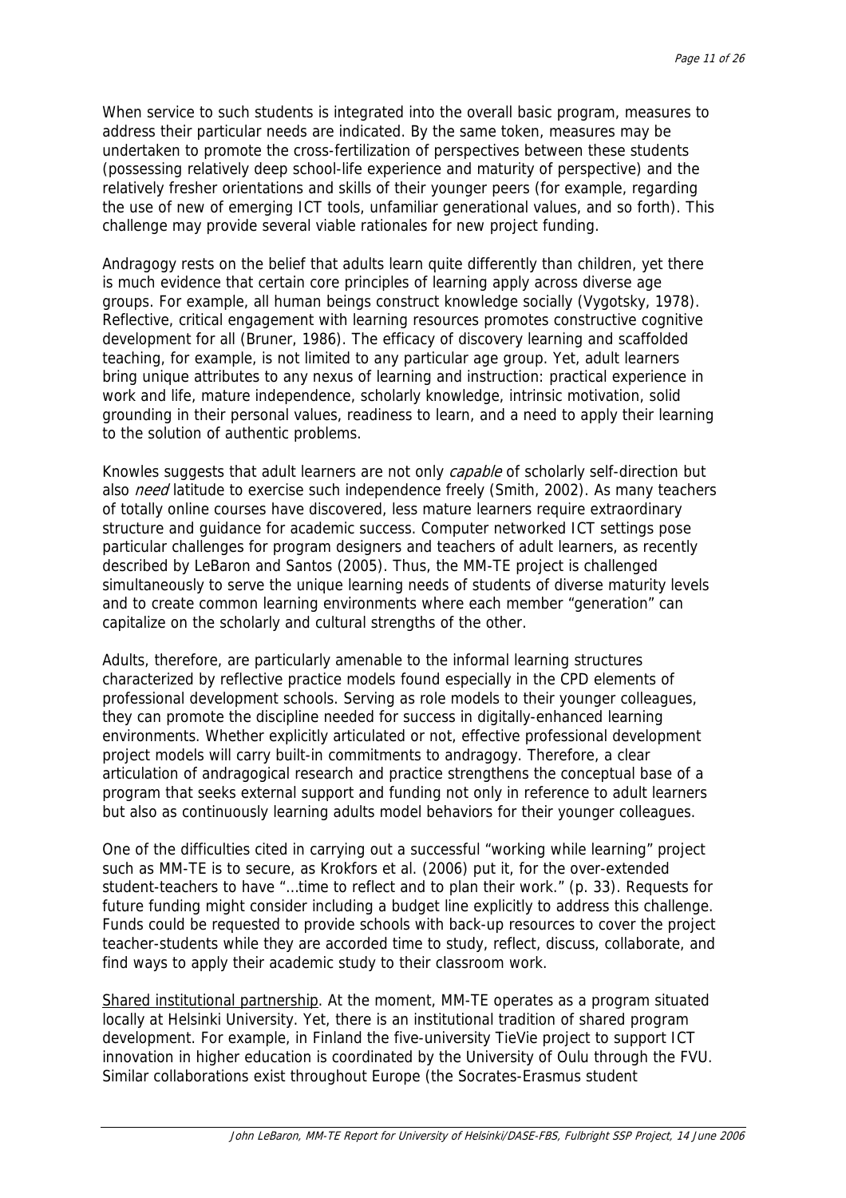When service to such students is integrated into the overall basic program, measures to address their particular needs are indicated. By the same token, measures may be undertaken to promote the cross-fertilization of perspectives between these students (possessing relatively deep school-life experience and maturity of perspective) and the relatively fresher orientations and skills of their younger peers (for example, regarding the use of new of emerging ICT tools, unfamiliar generational values, and so forth). This challenge may provide several viable rationales for new project funding.

Andragogy rests on the belief that adults learn quite differently than children, yet there is much evidence that certain core principles of learning apply across diverse age groups. For example, all human beings construct knowledge socially (Vygotsky, 1978). Reflective, critical engagement with learning resources promotes constructive cognitive development for all (Bruner, 1986). The efficacy of discovery learning and scaffolded teaching, for example, is not limited to any particular age group. Yet, adult learners bring unique attributes to any nexus of learning and instruction: practical experience in work and life, mature independence, scholarly knowledge, intrinsic motivation, solid grounding in their personal values, readiness to learn, and a need to apply their learning to the solution of authentic problems.

Knowles suggests that adult learners are not only *capable* of scholarly self-direction but also *need* latitude to exercise such independence freely (Smith, 2002). As many teachers of totally online courses have discovered, less mature learners require extraordinary structure and guidance for academic success. Computer networked ICT settings pose particular challenges for program designers and teachers of adult learners, as recently described by LeBaron and Santos (2005). Thus, the MM-TE project is challenged simultaneously to serve the unique learning needs of students of diverse maturity levels and to create common learning environments where each member "generation" can capitalize on the scholarly and cultural strengths of the other.

Adults, therefore, are particularly amenable to the informal learning structures characterized by reflective practice models found especially in the CPD elements of professional development schools. Serving as role models to their younger colleagues, they can promote the discipline needed for success in digitally-enhanced learning environments. Whether explicitly articulated or not, effective professional development project models will carry built-in commitments to andragogy. Therefore, a clear articulation of andragogical research and practice strengthens the conceptual base of a program that seeks external support and funding not only in reference to adult learners but also as continuously learning adults model behaviors for their younger colleagues.

One of the difficulties cited in carrying out a successful "working while learning" project such as MM-TE is to secure, as Krokfors et al. (2006) put it, for the over-extended student-teachers to have "…time to reflect and to plan their work." (p. 33). Requests for future funding might consider including a budget line explicitly to address this challenge. Funds could be requested to provide schools with back-up resources to cover the project teacher-students while they are accorded time to study, reflect, discuss, collaborate, and find ways to apply their academic study to their classroom work.

<u>Shared institutional partnership</u>. At the moment, MM-TE operates as a program situated locally at Helsinki University. Yet, there is an institutional tradition of shared program development. For example, in Finland the five-university TieVie project to support ICT innovation in higher education is coordinated by the University of Oulu through the FVU. Similar collaborations exist throughout Europe (the Socrates-Erasmus student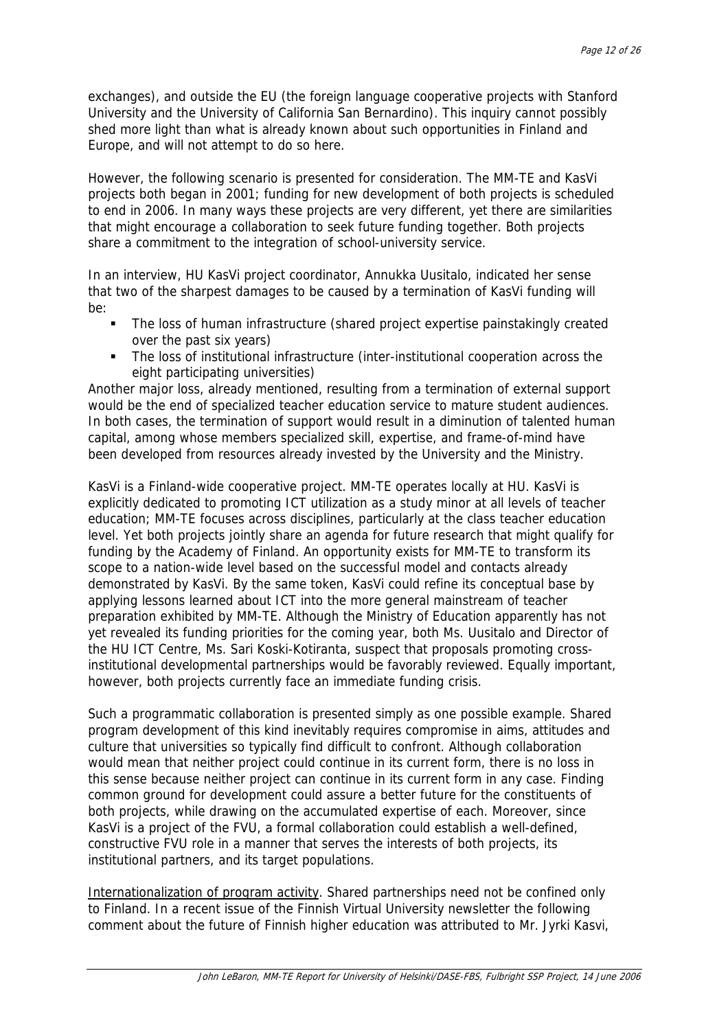exchanges), and outside the EU (the foreign language cooperative projects with Stanford University and the University of California San Bernardino). This inquiry cannot possibly shed more light than what is already known about such opportunities in Finland and Europe, and will not attempt to do so here.

However, the following scenario is presented for consideration. The MM-TE and KasVi projects both began in 2001; funding for new development of both projects is scheduled to end in 2006. In many ways these projects are very different, yet there are similarities that might encourage a collaboration to seek future funding together. Both projects share a commitment to the integration of school-university service.

In an interview, HU KasVi project coordinator, Annukka Uusitalo, indicated her sense that two of the sharpest damages to be caused by a termination of KasVi funding will be:

- The loss of human infrastructure (shared project expertise painstakingly created over the past six years)
- The loss of institutional infrastructure (inter-institutional cooperation across the eight participating universities)

Another major loss, already mentioned, resulting from a termination of external support would be the end of specialized teacher education service to mature student audiences. In both cases, the termination of support would result in a diminution of talented human capital, among whose members specialized skill, expertise, and frame-of-mind have been developed from resources already invested by the University and the Ministry.

KasVi is a Finland-wide cooperative project. MM-TE operates locally at HU. KasVi is explicitly dedicated to promoting ICT utilization as a study minor at all levels of teacher education; MM-TE focuses across disciplines, particularly at the class teacher education level. Yet both projects jointly share an agenda for future research that might qualify for funding by the Academy of Finland. An opportunity exists for MM-TE to transform its scope to a nation-wide level based on the successful model and contacts already demonstrated by KasVi. By the same token, KasVi could refine its conceptual base by applying lessons learned about ICT into the more general mainstream of teacher preparation exhibited by MM-TE. Although the Ministry of Education apparently has not yet revealed its funding priorities for the coming year, both Ms. Uusitalo and Director of the HU ICT Centre, Ms. Sari Koski-Kotiranta, suspect that proposals promoting cross-institutional developmental partnerships would be favorably reviewed. Equally important, however, both projects currently face an immediate funding crisis.

Such a programmatic collaboration is presented simply as one possible example. Shared program development of this kind inevitably requires compromise in aims, attitudes and culture that universities so typically find difficult to confront. Although collaboration would mean that neither project could continue in its current form, there is no loss in this sense because neither project can continue in its current form in any case. Finding common ground for development could assure a better future for the constituents of both projects, while drawing on the accumulated expertise of each. Moreover, since KasVi is a project of the FVU, a formal collaboration could establish a well-defined, constructive FVU role in a manner that serves the interests of both projects, its institutional partners, and its target populations.

Internationalization of program activity. Shared partnerships need not be confined only to Finland. In a recent issue of the Finnish Virtual University newsletter the following comment about the future of Finnish higher education was attributed to Mr. Jyrki Kasvi,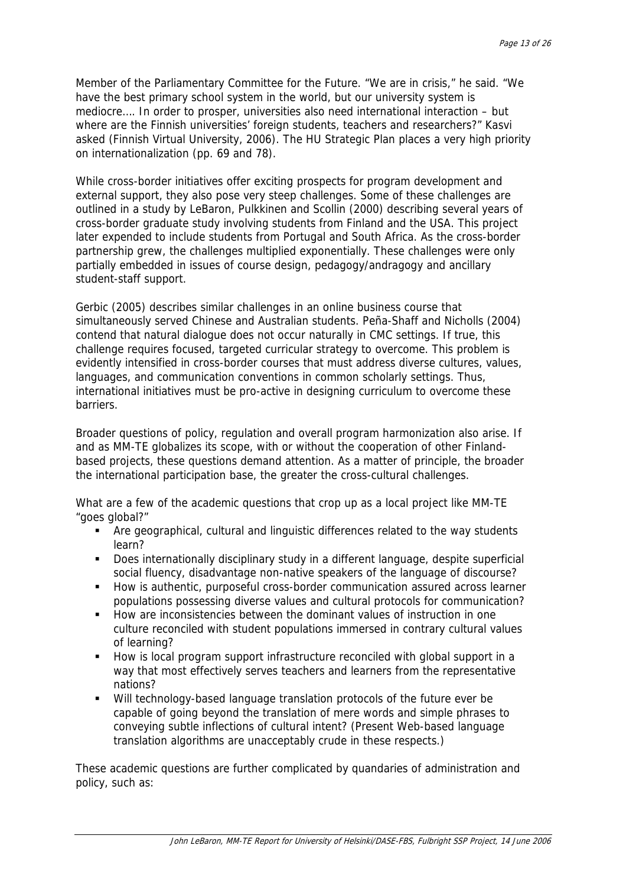Member of the Parliamentary Committee for the Future. "We are in crisis," he said. "We have the best primary school system in the world, but our university system is mediocre…. In order to prosper, universities also need international interaction – but where are the Finnish universities' foreign students, teachers and researchers?" Kasvi asked (Finnish Virtual University, 2006). The HU Strategic Plan places a very high priority on internationalization (pp. 69 and 78).

While cross-border initiatives offer exciting prospects for program development and external support, they also pose very steep challenges. Some of these challenges are outlined in a study by LeBaron, Pulkkinen and Scollin (2000) describing several years of cross-border graduate study involving students from Finland and the USA. This project later expended to include students from Portugal and South Africa. As the cross-border partnership grew, the challenges multiplied exponentially. These challenges were only partially embedded in issues of course design, pedagogy/andragogy and ancillary student-staff support.

Gerbic (2005) describes similar challenges in an online business course that simultaneously served Chinese and Australian students. Peña-Shaff and Nicholls (2004) contend that natural dialogue does not occur naturally in CMC settings. If true, this challenge requires focused, targeted curricular strategy to overcome. This problem is evidently intensified in cross-border courses that must address diverse cultures, values, languages, and communication conventions in common scholarly settings. Thus, international initiatives must be pro-active in designing curriculum to overcome these barriers.

Broader questions of policy, regulation and overall program harmonization also arise. If and as MM-TE globalizes its scope, with or without the cooperation of other Finland-based projects, these questions demand attention. As a matter of principle, the broader the international participation base, the greater the cross-cultural challenges.

What are a few of the academic questions that crop up as a local project like MM-TE "goes global?"

- Are geographical, cultural and linguistic differences related to the way students learn?
- Does internationally disciplinary study in a different language, despite superficial social fluency, disadvantage non-native speakers of the language of discourse?
- How is authentic, purposeful cross-border communication assured across learner populations possessing diverse values and cultural protocols for communication?
- How are inconsistencies between the dominant values of instruction in one culture reconciled with student populations immersed in contrary cultural values of learning?
- How is local program support infrastructure reconciled with global support in a way that most effectively serves teachers and learners from the representative nations?
- Will technology-based language translation protocols of the future ever be capable of going beyond the translation of mere words and simple phrases to conveying subtle inflections of cultural intent? (Present Web-based language translation algorithms are unacceptably crude in these respects.)

These academic questions are further complicated by quandaries of administration and policy, such as: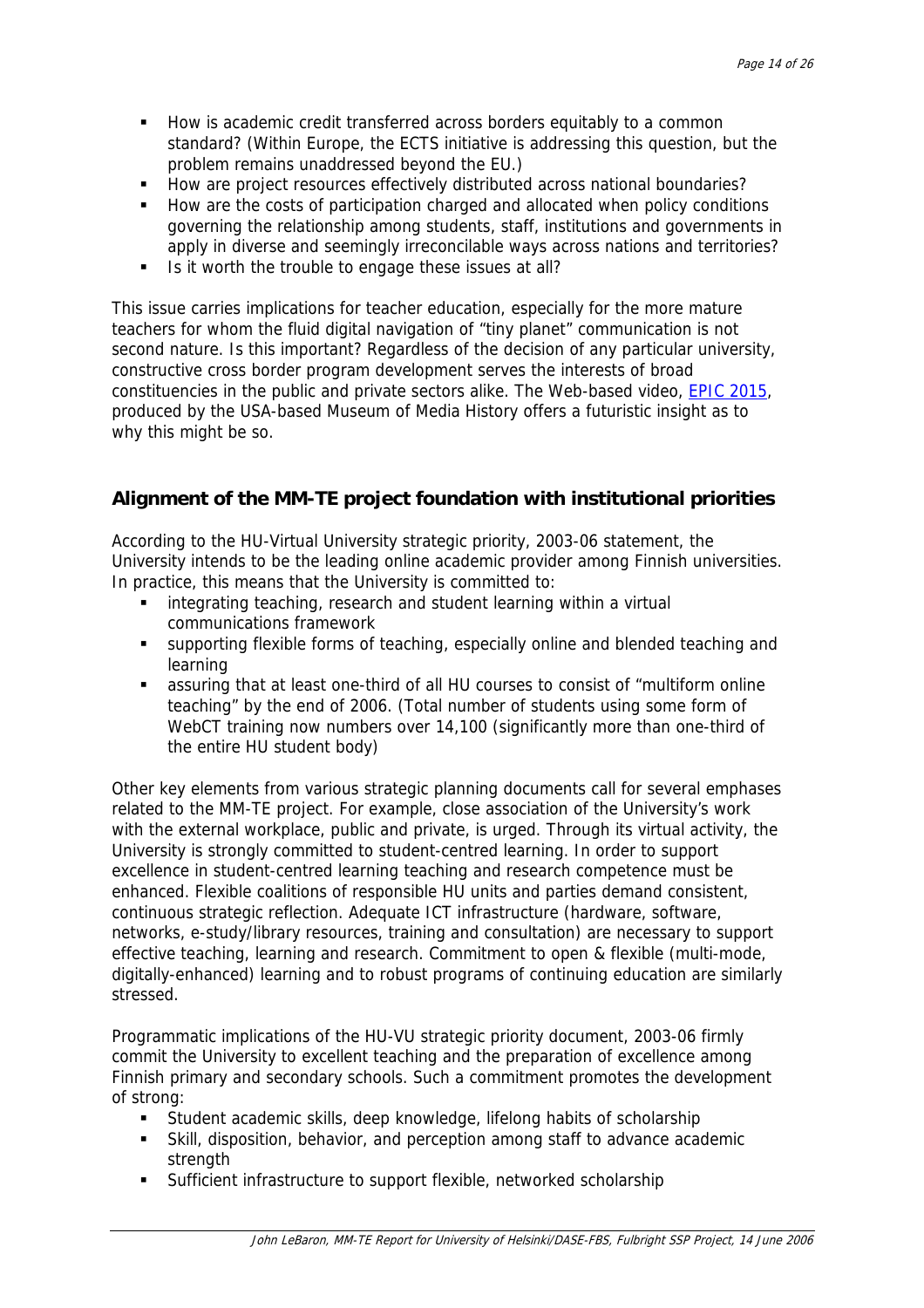- How is academic credit transferred across borders equitably to a common standard? (Within Europe, the ECTS initiative is addressing this question, but the problem remains unaddressed beyond the EU.)
- How are project resources effectively distributed across national boundaries?
- How are the costs of participation charged and allocated when policy conditions governing the relationship among students, staff, institutions and governments in apply in diverse and seemingly irreconcilable ways across nations and territories?
- Is it worth the trouble to engage these issues at all?

This issue carries implications for teacher education, especially for the more mature teachers for whom the fluid digital navigation of "tiny planet" communication is not second nature. Is this important? Regardless of the decision of any particular university, constructive cross border program development serves the interests of broad constituencies in the public and private sectors alike. The Web-based video, EPIC 2015, produced by the USA-based Museum of Media History offers a futuristic insight as to why this might be so.

## Alignment of the MM-TE project foundation with institutional priorities

According to the HU-Virtual University strategic priority, 2003-06 statement, the University intends to be the leading online academic provider among Finnish universities. In practice, this means that the University is committed to:

- integrating teaching, research and student learning within a virtual communications framework
- supporting flexible forms of teaching, especially online and blended teaching and learning
- assuring that at least one-third of all HU courses to consist of "multiform online teaching" by the end of 2006. (Total number of students using some form of WebCT training now numbers over 14,100 (significantly more than one-third of the entire HU student body)

Other key elements from various strategic planning documents call for several emphases related to the MM-TE project. For example, close association of the University's work with the external workplace, public and private, is urged. Through its virtual activity, the University is strongly committed to student-centred learning. In order to support excellence in student-centred learning teaching and research competence must be enhanced. Flexible coalitions of responsible HU units and parties demand consistent, continuous strategic reflection. Adequate ICT infrastructure (hardware, software, networks, e-study/library resources, training and consultation) are necessary to support effective teaching, learning and research. Commitment to open & flexible (multi-mode, digitally-enhanced) learning and to robust programs of continuing education are similarly stressed.

Programmatic implications of the HU-VU strategic priority document, 2003-06 firmly commit the University to excellent teaching and the preparation of excellence among Finnish primary and secondary schools. Such a commitment promotes the development of strong:

- Student academic skills, deep knowledge, lifelong habits of scholarship
- Skill, disposition, behavior, and perception among staff to advance academic strength
- Sufficient infrastructure to support flexible, networked scholarship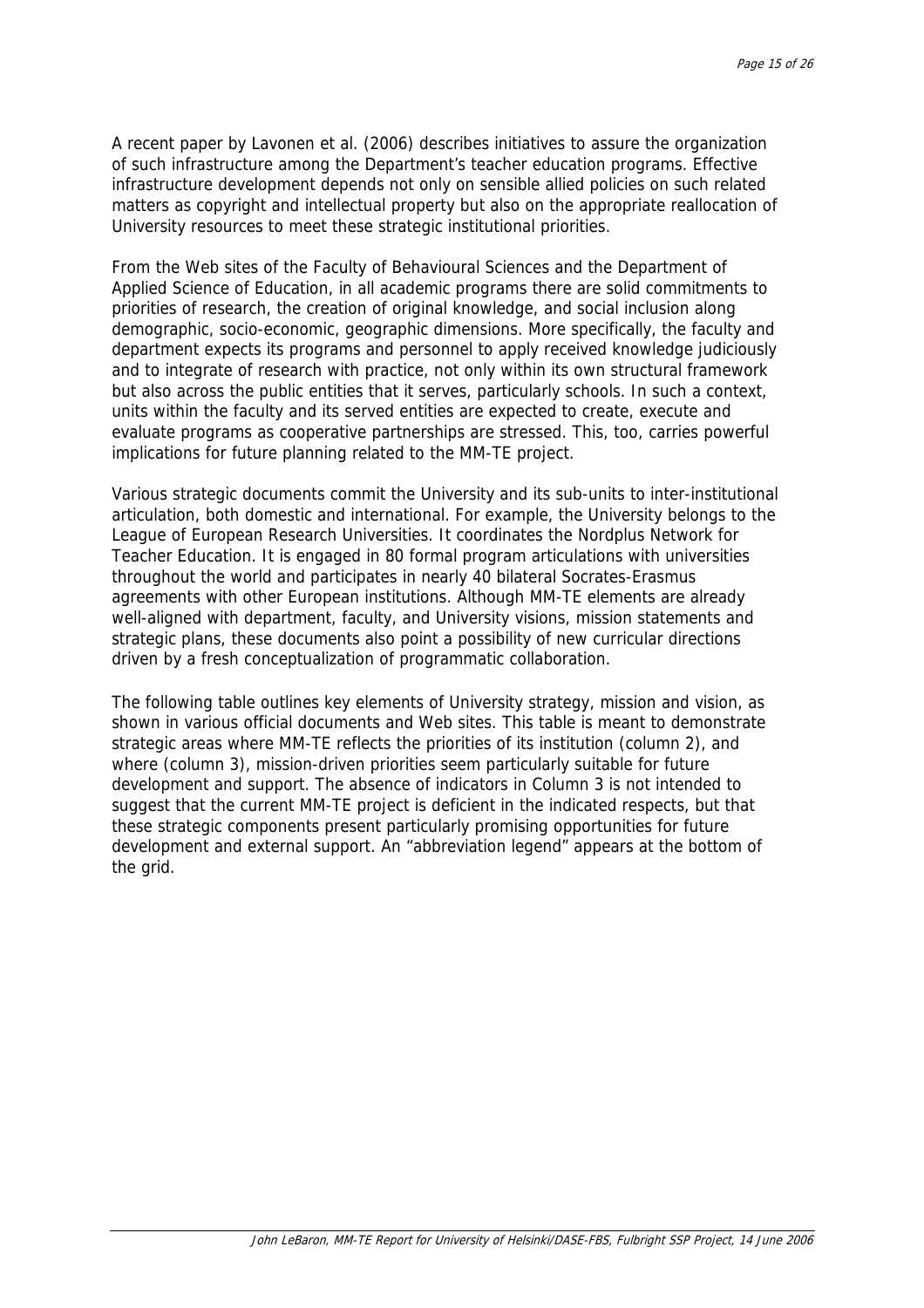A recent paper by Lavonen et al. (2006) describes initiatives to assure the organization of such infrastructure among the Department's teacher education programs. Effective infrastructure development depends not only on sensible allied policies on such related matters as copyright and intellectual property but also on the appropriate reallocation of University resources to meet these strategic institutional priorities.

From the Web sites of the Faculty of Behavioural Sciences and the Department of Applied Science of Education, in all academic programs there are solid commitments to priorities of research, the creation of original knowledge, and social inclusion along demographic, socio-economic, geographic dimensions. More specifically, the faculty and department expects its programs and personnel to apply received knowledge judiciously and to integrate of research with practice, not only within its own structural framework but also across the public entities that it serves, particularly schools. In such a context, units within the faculty and its served entities are expected to create, execute and evaluate programs as cooperative partnerships are stressed. This, too, carries powerful implications for future planning related to the MM-TE project.

Various strategic documents commit the University and its sub-units to inter-institutional articulation, both domestic and international. For example, the University belongs to the League of European Research Universities. It coordinates the Nordplus Network for Teacher Education. It is engaged in 80 formal program articulations with universities throughout the world and participates in nearly 40 bilateral Socrates-Erasmus agreements with other European institutions. Although MM-TE elements are already well-aligned with department, faculty, and University visions, mission statements and strategic plans, these documents also point a possibility of new curricular directions driven by a fresh conceptualization of programmatic collaboration.

The following table outlines key elements of University strategy, mission and vision, as shown in various official documents and Web sites. This table is meant to demonstrate strategic areas where MM-TE reflects the priorities of its institution (column 2), and where (column 3), mission-driven priorities seem particularly suitable for future development and support. The absence of indicators in Column 3 is not intended to suggest that the current MM-TE project is deficient in the indicated respects, but that these strategic components present particularly promising opportunities for future development and external support. An "abbreviation legend" appears at the bottom of the grid.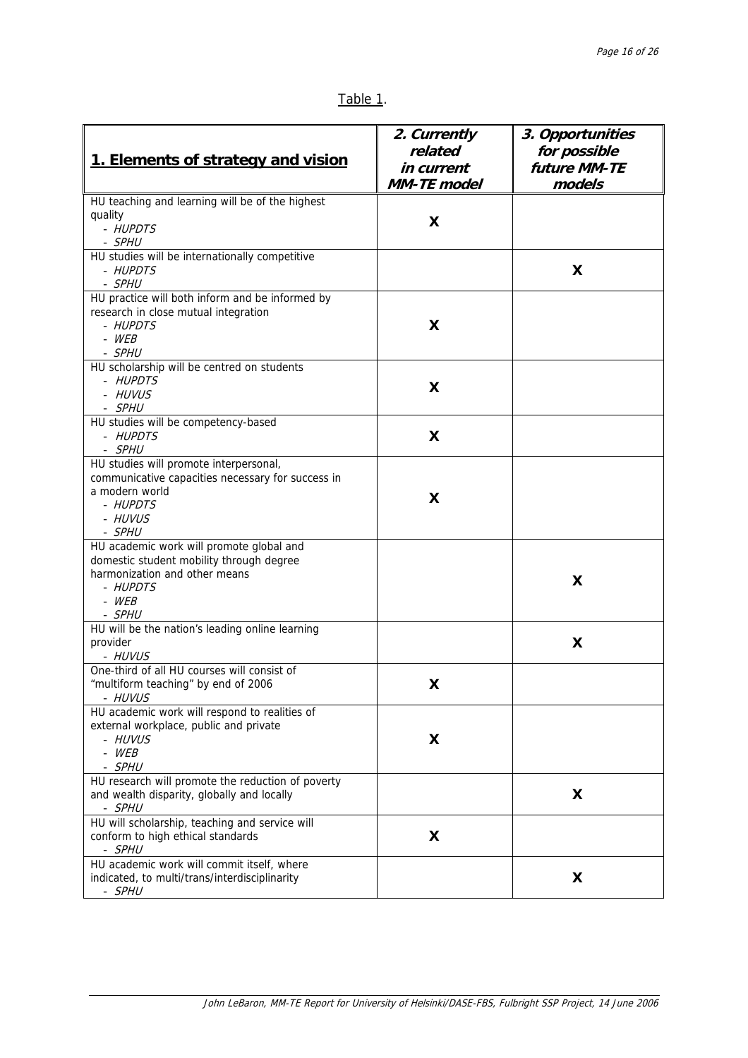Table 1.

| 1. Elements of strategy and vision | *2. Currently related in current MM-TE model* | *3. Opportunities for possible future MM-TE models* |
|---|---|---|
| HU teaching and learning will be of the highest quality<br>- *HUPDTS*<br>- *SPHU* | X | |
| HU studies will be internationally competitive<br>- *HUPDTS*<br>- *SPHU* | | X |
| HU practice will both inform and be informed by research in close mutual integration<br>- *HUPDTS*<br>- *WEB*<br>- *SPHU* | X | |
| HU scholarship will be centred on students<br>- *HUPDTS*<br>- *HUVUS*<br>- *SPHU* | X | |
| HU studies will be competency-based<br>- *HUPDTS*<br>- *SPHU* | X | |
| HU studies will promote interpersonal, communicative capacities necessary for success in a modern world<br>- *HUPDTS*<br>- *HUVUS*<br>- *SPHU* | X | |
| HU academic work will promote global and domestic student mobility through degree harmonization and other means<br>- *HUPDTS*<br>- *WEB*<br>- *SPHU* | | X |
| HU will be the nation's leading online learning provider<br>- *HUVUS* | | X |
| One-third of all HU courses will consist of "multiform teaching" by end of 2006<br>- *HUVUS* | X | |
| HU academic work will respond to realities of external workplace, public and private<br>- *HUVUS*<br>- *WEB*<br>- *SPHU* | X | |
| HU research will promote the reduction of poverty and wealth disparity, globally and locally<br>- *SPHU* | | X |
| HU will scholarship, teaching and service will conform to high ethical standards<br>- *SPHU* | X | |
| HU academic work will commit itself, where indicated, to multi/trans/interdisciplinarity<br>- *SPHU* | | X |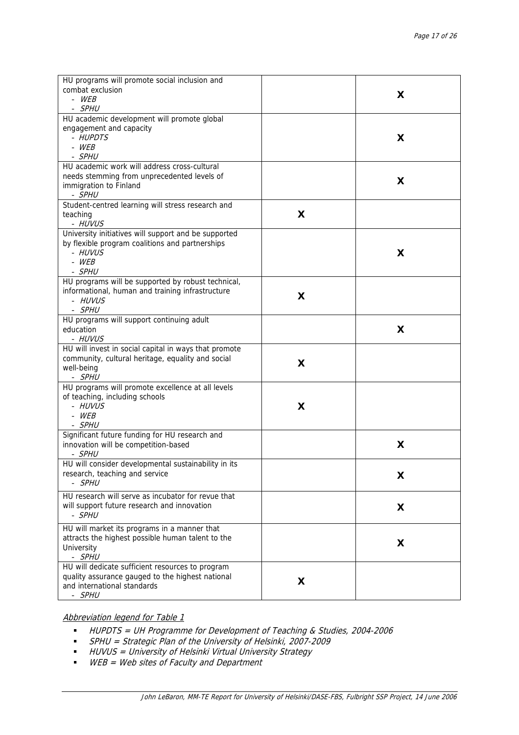| | | |
|---|---|---|
| HU programs will promote social inclusion and combat exclusion<br>- *WEB*<br>- *SPHU* | | **X** |
| HU academic development will promote global engagement and capacity<br>- *HUPDTS*<br>- *WEB*<br>- *SPHU* | | **X** |
| HU academic work will address cross-cultural needs stemming from unprecedented levels of immigration to Finland<br>- *SPHU* | | **X** |
| Student-centred learning will stress research and teaching<br>- *HUVUS* | **X** | |
| University initiatives will support and be supported by flexible program coalitions and partnerships<br>- *HUVUS*<br>- *WEB*<br>- *SPHU* | | **X** |
| HU programs will be supported by robust technical, informational, human and training infrastructure<br>- *HUVUS*<br>- *SPHU* | **X** | |
| HU programs will support continuing adult education<br>- *HUVUS* | | **X** |
| HU will invest in social capital in ways that promote community, cultural heritage, equality and social well-being<br>- *SPHU* | **X** | |
| HU programs will promote excellence at all levels of teaching, including schools<br>- *HUVUS*<br>- *WEB*<br>- *SPHU* | **X** | |
| Significant future funding for HU research and innovation will be competition-based<br>- *SPHU* | | **X** |
| HU will consider developmental sustainability in its research, teaching and service<br>- *SPHU* | | **X** |
| HU research will serve as incubator for revue that will support future research and innovation<br>- *SPHU* | | **X** |
| HU will market its programs in a manner that attracts the highest possible human talent to the University<br>- *SPHU* | | **X** |
| HU will dedicate sufficient resources to program quality assurance gauged to the highest national and international standards<br>- *SPHU* | **X** | |

*Abbreviation legend for Table 1*

- *HUPDTS = UH Programme for Development of Teaching & Studies, 2004-2006*
- *SPHU = Strategic Plan of the University of Helsinki, 2007-2009*
- *HUVUS = University of Helsinki Virtual University Strategy*
- *WEB = Web sites of Faculty and Department*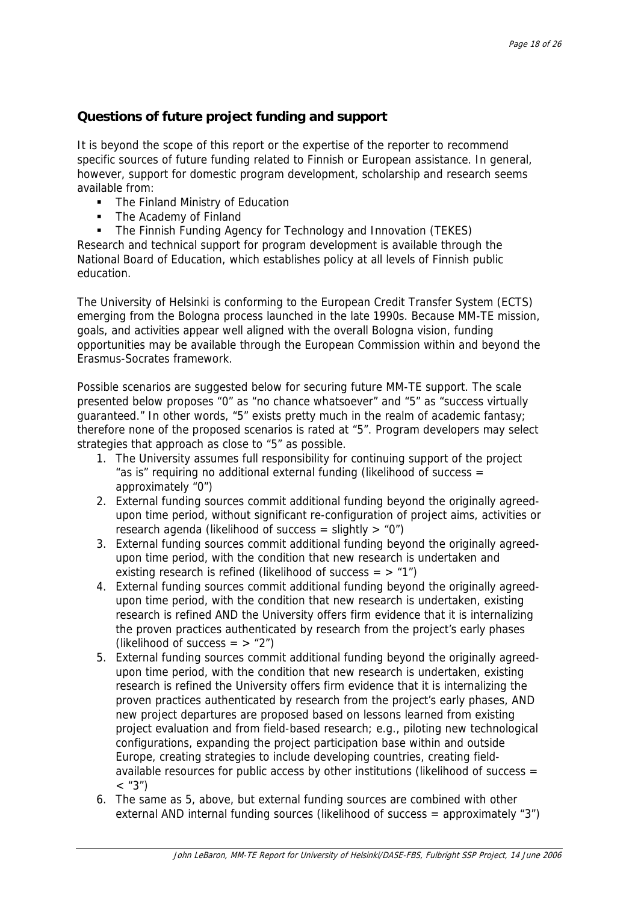## Questions of future project funding and support

It is beyond the scope of this report or the expertise of the reporter to recommend specific sources of future funding related to Finnish or European assistance. In general, however, support for domestic program development, scholarship and research seems available from:

- The Finland Ministry of Education
- The Academy of Finland
- The Finnish Funding Agency for Technology and Innovation (TEKES)

Research and technical support for program development is available through the National Board of Education, which establishes policy at all levels of Finnish public education.

The University of Helsinki is conforming to the European Credit Transfer System (ECTS) emerging from the Bologna process launched in the late 1990s. Because MM-TE mission, goals, and activities appear well aligned with the overall Bologna vision, funding opportunities may be available through the European Commission within and beyond the Erasmus-Socrates framework.

Possible scenarios are suggested below for securing future MM-TE support. The scale presented below proposes "0" as "no chance whatsoever" and "5" as "success virtually guaranteed." In other words, "5" exists pretty much in the realm of academic fantasy; therefore none of the proposed scenarios is rated at "5". Program developers may select strategies that approach as close to "5" as possible.

1. The University assumes full responsibility for continuing support of the project "as is" requiring no additional external funding (likelihood of success = approximately "0")
2. External funding sources commit additional funding beyond the originally agreed-upon time period, without significant re-configuration of project aims, activities or research agenda (likelihood of success = slightly > "0")
3. External funding sources commit additional funding beyond the originally agreed-upon time period, with the condition that new research is undertaken and existing research is refined (likelihood of success = > "1")
4. External funding sources commit additional funding beyond the originally agreed-upon time period, with the condition that new research is undertaken, existing research is refined AND the University offers firm evidence that it is internalizing the proven practices authenticated by research from the project's early phases (likelihood of success = > "2")
5. External funding sources commit additional funding beyond the originally agreed-upon time period, with the condition that new research is undertaken, existing research is refined the University offers firm evidence that it is internalizing the proven practices authenticated by research from the project's early phases, AND new project departures are proposed based on lessons learned from existing project evaluation and from field-based research; e.g., piloting new technological configurations, expanding the project participation base within and outside Europe, creating strategies to include developing countries, creating field-available resources for public access by other institutions (likelihood of success = < "3")
6. The same as 5, above, but external funding sources are combined with other external AND internal funding sources (likelihood of success = approximately "3")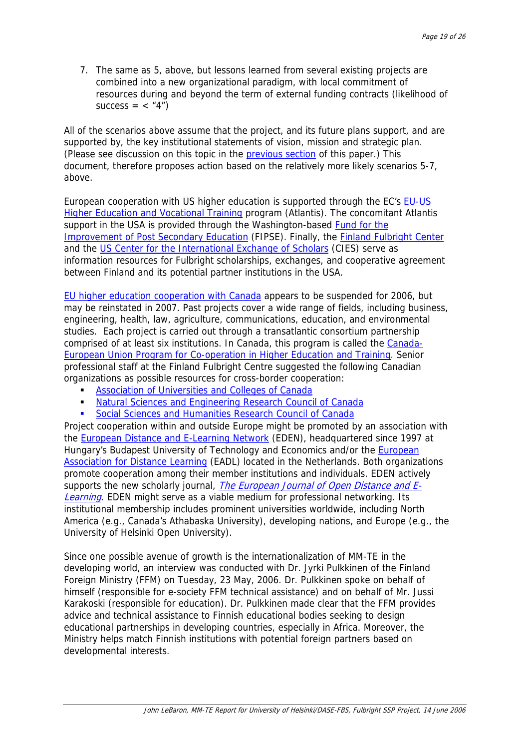7. The same as 5, above, but lessons learned from several existing projects are combined into a new organizational paradigm, with local commitment of resources during and beyond the term of external funding contracts (likelihood of success = < "4")

All of the scenarios above assume that the project, and its future plans support, and are supported by, the key institutional statements of vision, mission and strategic plan. (Please see discussion on this topic in the previous section of this paper.) This document, therefore proposes action based on the relatively more likely scenarios 5-7, above.

European cooperation with US higher education is supported through the EC's EU-US Higher Education and Vocational Training program (Atlantis). The concomitant Atlantis support in the USA is provided through the Washington-based Fund for the Improvement of Post Secondary Education (FIPSE). Finally, the Finland Fulbright Center and the US Center for the International Exchange of Scholars (CIES) serve as information resources for Fulbright scholarships, exchanges, and cooperative agreement between Finland and its potential partner institutions in the USA.

EU higher education cooperation with Canada appears to be suspended for 2006, but may be reinstated in 2007. Past projects cover a wide range of fields, including business, engineering, health, law, agriculture, communications, education, and environmental studies. Each project is carried out through a transatlantic consortium partnership comprised of at least six institutions. In Canada, this program is called the Canada-European Union Program for Co-operation in Higher Education and Training. Senior professional staff at the Finland Fulbright Centre suggested the following Canadian organizations as possible resources for cross-border cooperation:

- Association of Universities and Colleges of Canada
- Natural Sciences and Engineering Research Council of Canada
- Social Sciences and Humanities Research Council of Canada

Project cooperation within and outside Europe might be promoted by an association with the European Distance and E-Learning Network (EDEN), headquartered since 1997 at Hungary's Budapest University of Technology and Economics and/or the European Association for Distance Learning (EADL) located in the Netherlands. Both organizations promote cooperation among their member institutions and individuals. EDEN actively supports the new scholarly journal, *The European Journal of Open Distance and E-Learning*. EDEN might serve as a viable medium for professional networking. Its institutional membership includes prominent universities worldwide, including North America (e.g., Canada's Athabaska University), developing nations, and Europe (e.g., the University of Helsinki Open University).

Since one possible avenue of growth is the internationalization of MM-TE in the developing world, an interview was conducted with Dr. Jyrki Pulkkinen of the Finland Foreign Ministry (FFM) on Tuesday, 23 May, 2006. Dr. Pulkkinen spoke on behalf of himself (responsible for e-society FFM technical assistance) and on behalf of Mr. Jussi Karakoski (responsible for education). Dr. Pulkkinen made clear that the FFM provides advice and technical assistance to Finnish educational bodies seeking to design educational partnerships in developing countries, especially in Africa. Moreover, the Ministry helps match Finnish institutions with potential foreign partners based on developmental interests.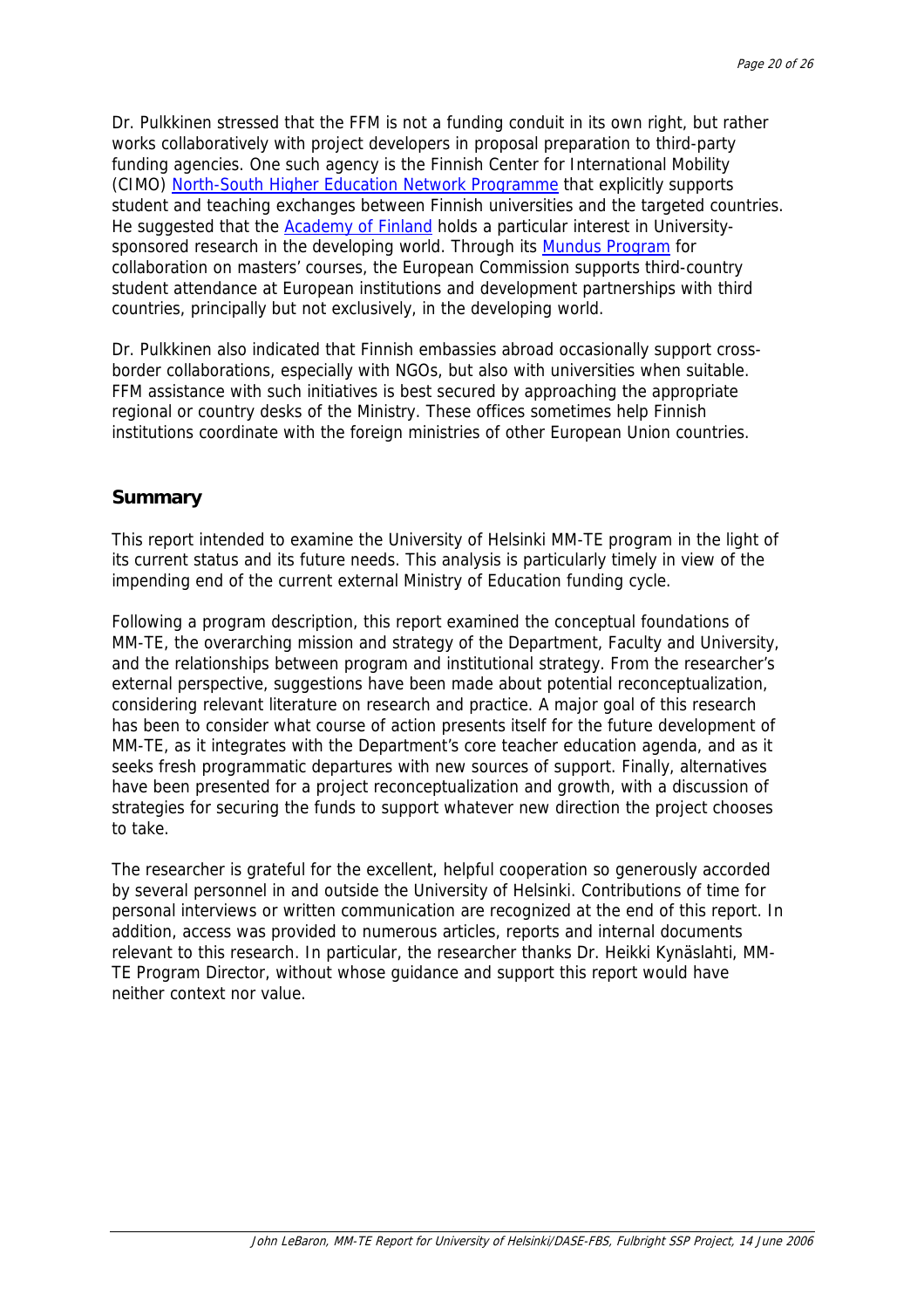Dr. Pulkkinen stressed that the FFM is not a funding conduit in its own right, but rather works collaboratively with project developers in proposal preparation to third-party funding agencies. One such agency is the Finnish Center for International Mobility (CIMO) North-South Higher Education Network Programme that explicitly supports student and teaching exchanges between Finnish universities and the targeted countries. He suggested that the Academy of Finland holds a particular interest in University-sponsored research in the developing world. Through its Mundus Program for collaboration on masters' courses, the European Commission supports third-country student attendance at European institutions and development partnerships with third countries, principally but not exclusively, in the developing world.

Dr. Pulkkinen also indicated that Finnish embassies abroad occasionally support cross-border collaborations, especially with NGOs, but also with universities when suitable. FFM assistance with such initiatives is best secured by approaching the appropriate regional or country desks of the Ministry. These offices sometimes help Finnish institutions coordinate with the foreign ministries of other European Union countries.

## Summary

This report intended to examine the University of Helsinki MM-TE program in the light of its current status and its future needs. This analysis is particularly timely in view of the impending end of the current external Ministry of Education funding cycle.

Following a program description, this report examined the conceptual foundations of MM-TE, the overarching mission and strategy of the Department, Faculty and University, and the relationships between program and institutional strategy. From the researcher's external perspective, suggestions have been made about potential reconceptualization, considering relevant literature on research and practice. A major goal of this research has been to consider what course of action presents itself for the future development of MM-TE, as it integrates with the Department's core teacher education agenda, and as it seeks fresh programmatic departures with new sources of support. Finally, alternatives have been presented for a project reconceptualization and growth, with a discussion of strategies for securing the funds to support whatever new direction the project chooses to take.

The researcher is grateful for the excellent, helpful cooperation so generously accorded by several personnel in and outside the University of Helsinki. Contributions of time for personal interviews or written communication are recognized at the end of this report. In addition, access was provided to numerous articles, reports and internal documents relevant to this research. In particular, the researcher thanks Dr. Heikki Kynäslahti, MM-TE Program Director, without whose guidance and support this report would have neither context nor value.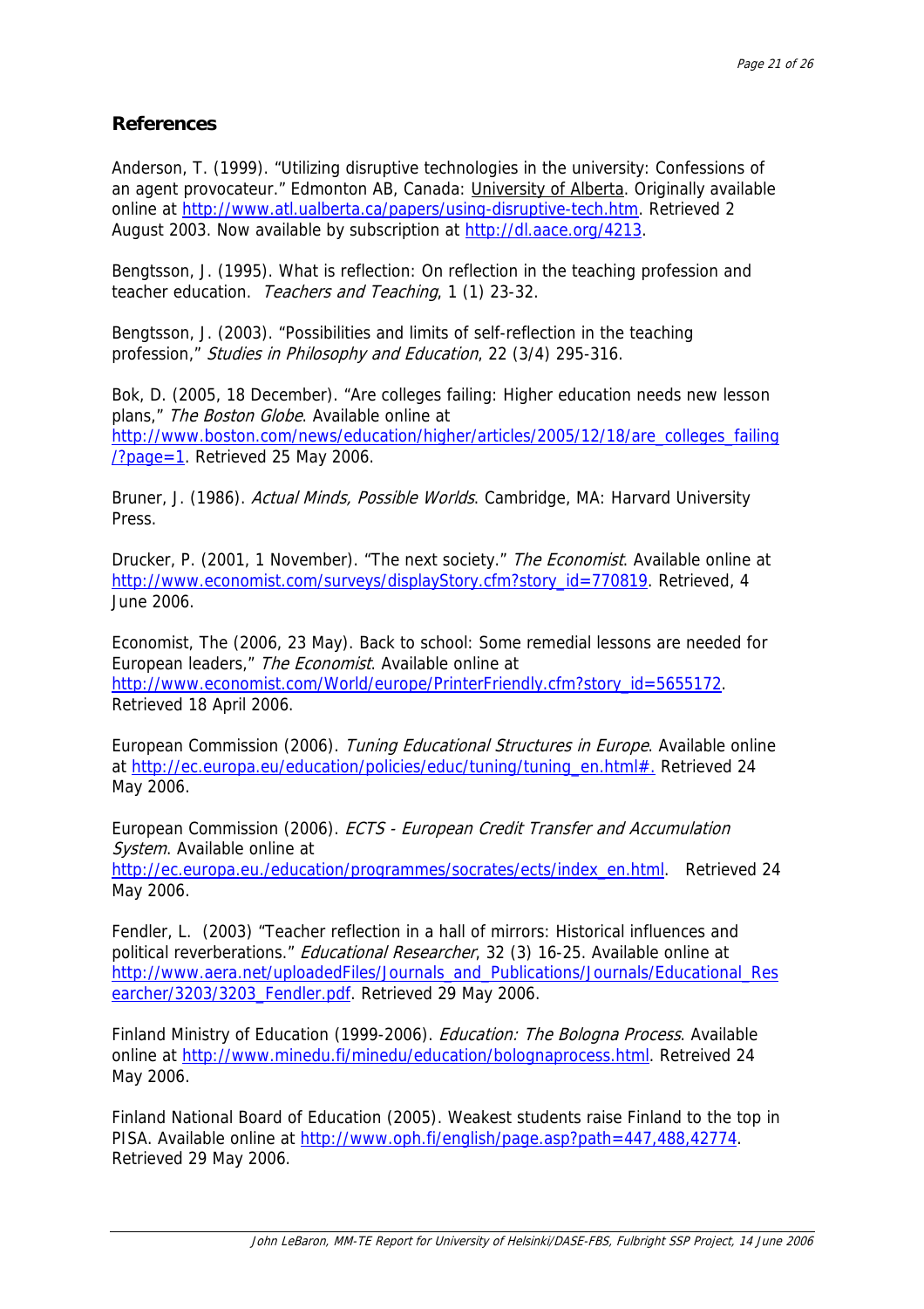## References

Anderson, T. (1999). “Utilizing disruptive technologies in the university: Confessions of an agent provocateur.” Edmonton AB, Canada: University of Alberta. Originally available online at http://www.atl.ualberta.ca/papers/using-disruptive-tech.htm. Retrieved 2 August 2003. Now available by subscription at http://dl.aace.org/4213.

Bengtsson, J. (1995). What is reflection: On reflection in the teaching profession and teacher education. *Teachers and Teaching*, 1 (1) 23-32.

Bengtsson, J. (2003). “Possibilities and limits of self-reflection in the teaching profession,” *Studies in Philosophy and Education*, 22 (3/4) 295-316.

Bok, D. (2005, 18 December). “Are colleges failing: Higher education needs new lesson plans,” *The Boston Globe*. Available online at http://www.boston.com/news/education/higher/articles/2005/12/18/are_colleges_failing/?page=1. Retrieved 25 May 2006.

Bruner, J. (1986). *Actual Minds, Possible Worlds*. Cambridge, MA: Harvard University Press.

Drucker, P. (2001, 1 November). “The next society.” *The Economist*. Available online at http://www.economist.com/surveys/displayStory.cfm?story_id=770819. Retrieved, 4 June 2006.

Economist, The (2006, 23 May). Back to school: Some remedial lessons are needed for European leaders,” *The Economist*. Available online at http://www.economist.com/World/europe/PrinterFriendly.cfm?story_id=5655172. Retrieved 18 April 2006.

European Commission (2006). *Tuning Educational Structures in Europe*. Available online at http://ec.europa.eu/education/policies/educ/tuning/tuning_en.html#. Retrieved 24 May 2006.

European Commission (2006). *ECTS - European Credit Transfer and Accumulation System*. Available online at http://ec.europa.eu./education/programmes/socrates/ects/index_en.html. Retrieved 24 May 2006.

Fendler, L. (2003) “Teacher reflection in a hall of mirrors: Historical influences and political reverberations.” *Educational Researcher*, 32 (3) 16-25. Available online at http://www.aera.net/uploadedFiles/Journals_and_Publications/Journals/Educational_Researcher/3203/3203_Fendler.pdf. Retrieved 29 May 2006.

Finland Ministry of Education (1999-2006). *Education: The Bologna Process*. Available online at http://www.minedu.fi/minedu/education/bolognaprocess.html. Retreived 24 May 2006.

Finland National Board of Education (2005). Weakest students raise Finland to the top in PISA. Available online at http://www.oph.fi/english/page.asp?path=447,488,42774. Retrieved 29 May 2006.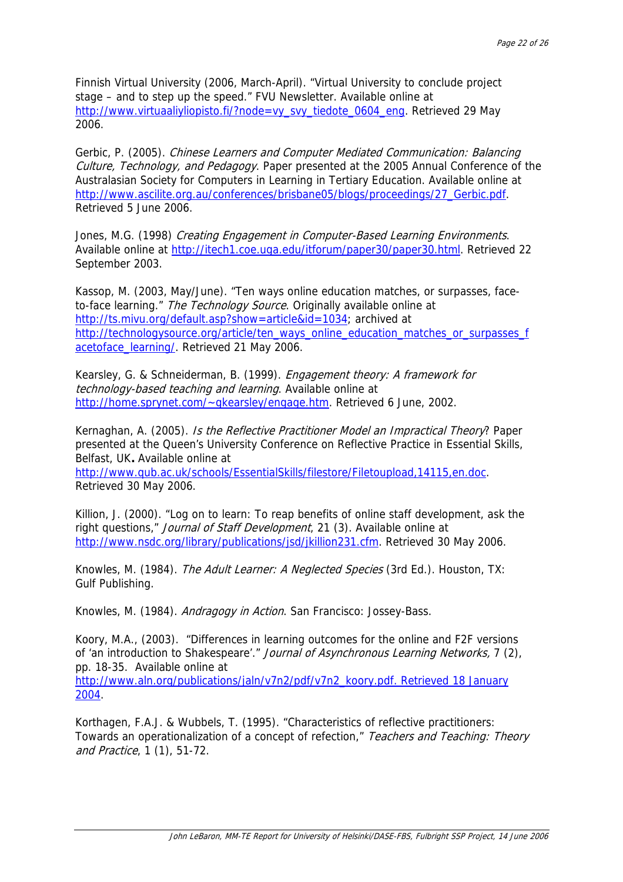Finnish Virtual University (2006, March-April). "Virtual University to conclude project stage – and to step up the speed." FVU Newsletter. Available online at http://www.virtuaaliyliopisto.fi/?node=vy_svy_tiedote_0604_eng. Retrieved 29 May 2006.

Gerbic, P. (2005). *Chinese Learners and Computer Mediated Communication: Balancing Culture, Technology, and Pedagogy*. Paper presented at the 2005 Annual Conference of the Australasian Society for Computers in Learning in Tertiary Education. Available online at http://www.ascilite.org.au/conferences/brisbane05/blogs/proceedings/27_Gerbic.pdf. Retrieved 5 June 2006.

Jones, M.G. (1998) *Creating Engagement in Computer-Based Learning Environments*. Available online at http://itech1.coe.uga.edu/itforum/paper30/paper30.html. Retrieved 22 September 2003.

Kassop, M. (2003, May/June). "Ten ways online education matches, or surpasses, face-to-face learning." *The Technology Source*. Originally available online at http://ts.mivu.org/default.asp?show=article&id=1034; archived at http://technologysource.org/article/ten_ways_online_education_matches_or_surpasses_facetoface_learning/. Retrieved 21 May 2006.

Kearsley, G. & Schneiderman, B. (1999). *Engagement theory: A framework for technology-based teaching and learning*. Available online at http://home.sprynet.com/~gkearsley/engage.htm. Retrieved 6 June, 2002.

Kernaghan, A. (2005). *Is the Reflective Practitioner Model an Impractical Theory*? Paper presented at the Queen's University Conference on Reflective Practice in Essential Skills, Belfast, UK**.** Available online at http://www.qub.ac.uk/schools/EssentialSkills/filestore/Filetoupload,14115,en.doc. Retrieved 30 May 2006.

Killion, J. (2000). "Log on to learn: To reap benefits of online staff development, ask the right questions," *Journal of Staff Development*, 21 (3). Available online at http://www.nsdc.org/library/publications/jsd/jkillion231.cfm. Retrieved 30 May 2006.

Knowles, M. (1984). *The Adult Learner: A Neglected Species* (3rd Ed.). Houston, TX: Gulf Publishing.

Knowles, M. (1984). *Andragogy in Action*. San Francisco: Jossey-Bass.

Koory, M.A., (2003). "Differences in learning outcomes for the online and F2F versions of 'an introduction to Shakespeare'." *Journal of Asynchronous Learning Networks,* 7 (2), pp. 18-35. Available online at http://www.aln.org/publications/jaln/v7n2/pdf/v7n2_koory.pdf. Retrieved 18 January 2004.

Korthagen, F.A.J. & Wubbels, T. (1995). "Characteristics of reflective practitioners: Towards an operationalization of a concept of refection," *Teachers and Teaching: Theory and Practice*, 1 (1), 51-72.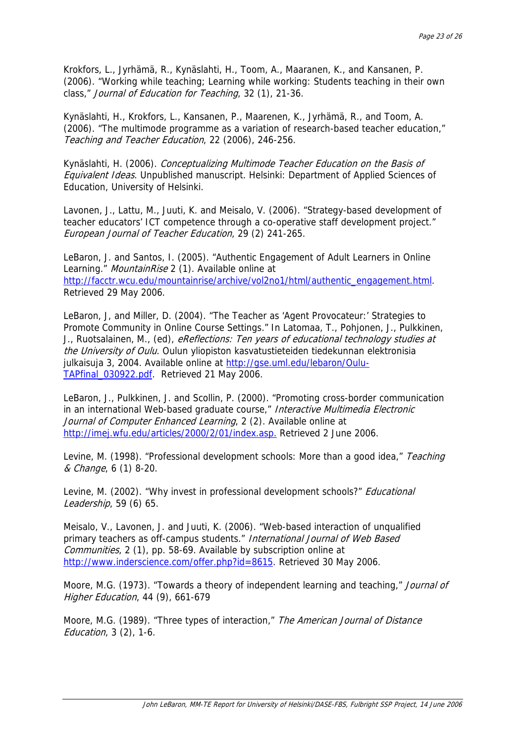Krokfors, L., Jyrhämä, R., Kynäslahti, H., Toom, A., Maaranen, K., and Kansanen, P. (2006). "Working while teaching; Learning while working: Students teaching in their own class," *Journal of Education for Teaching*, 32 (1), 21-36.

Kynäslahti, H., Krokfors, L., Kansanen, P., Maarenen, K., Jyrhämä, R., and Toom, A. (2006). "The multimode programme as a variation of research-based teacher education," *Teaching and Teacher Education*, 22 (2006), 246-256.

Kynäslahti, H. (2006). *Conceptualizing Multimode Teacher Education on the Basis of Equivalent Ideas*. Unpublished manuscript. Helsinki: Department of Applied Sciences of Education, University of Helsinki.

Lavonen, J., Lattu, M., Juuti, K. and Meisalo, V. (2006). "Strategy-based development of teacher educators' ICT competence through a co-operative staff development project." *European Journal of Teacher Education*, 29 (2) 241-265.

LeBaron, J. and Santos, I. (2005). "Authentic Engagement of Adult Learners in Online Learning." *MountainRise* 2 (1). Available online at http://facctr.wcu.edu/mountainrise/archive/vol2no1/html/authentic_engagement.html. Retrieved 29 May 2006.

LeBaron, J, and Miller, D. (2004). "The Teacher as 'Agent Provocateur:' Strategies to Promote Community in Online Course Settings." In Latomaa, T., Pohjonen, J., Pulkkinen, J., Ruotsalainen, M., (ed), *eReflections: Ten years of educational technology studies at the University of Oulu*. Oulun yliopiston kasvatustieteiden tiedekunnan elektronisia julkaisuja 3, 2004. Available online at http://gse.uml.edu/lebaron/Oulu-TAPfinal_030922.pdf. Retrieved 21 May 2006.

LeBaron, J., Pulkkinen, J. and Scollin, P. (2000). "Promoting cross-border communication in an international Web-based graduate course," *Interactive Multimedia Electronic Journal of Computer Enhanced Learning*, 2 (2). Available online at http://imej.wfu.edu/articles/2000/2/01/index.asp. Retrieved 2 June 2006.

Levine, M. (1998). "Professional development schools: More than a good idea," *Teaching & Change*, 6 (1) 8-20.

Levine, M. (2002). "Why invest in professional development schools?" *Educational Leadership*, 59 (6) 65.

Meisalo, V., Lavonen, J. and Juuti, K. (2006). "Web-based interaction of unqualified primary teachers as off-campus students." *International Journal of Web Based Communities*, 2 (1), pp. 58-69. Available by subscription online at http://www.inderscience.com/offer.php?id=8615. Retrieved 30 May 2006.

Moore, M.G. (1973). "Towards a theory of independent learning and teaching," *Journal of Higher Education*, 44 (9), 661-679

Moore, M.G. (1989). "Three types of interaction," *The American Journal of Distance Education*, 3 (2), 1-6.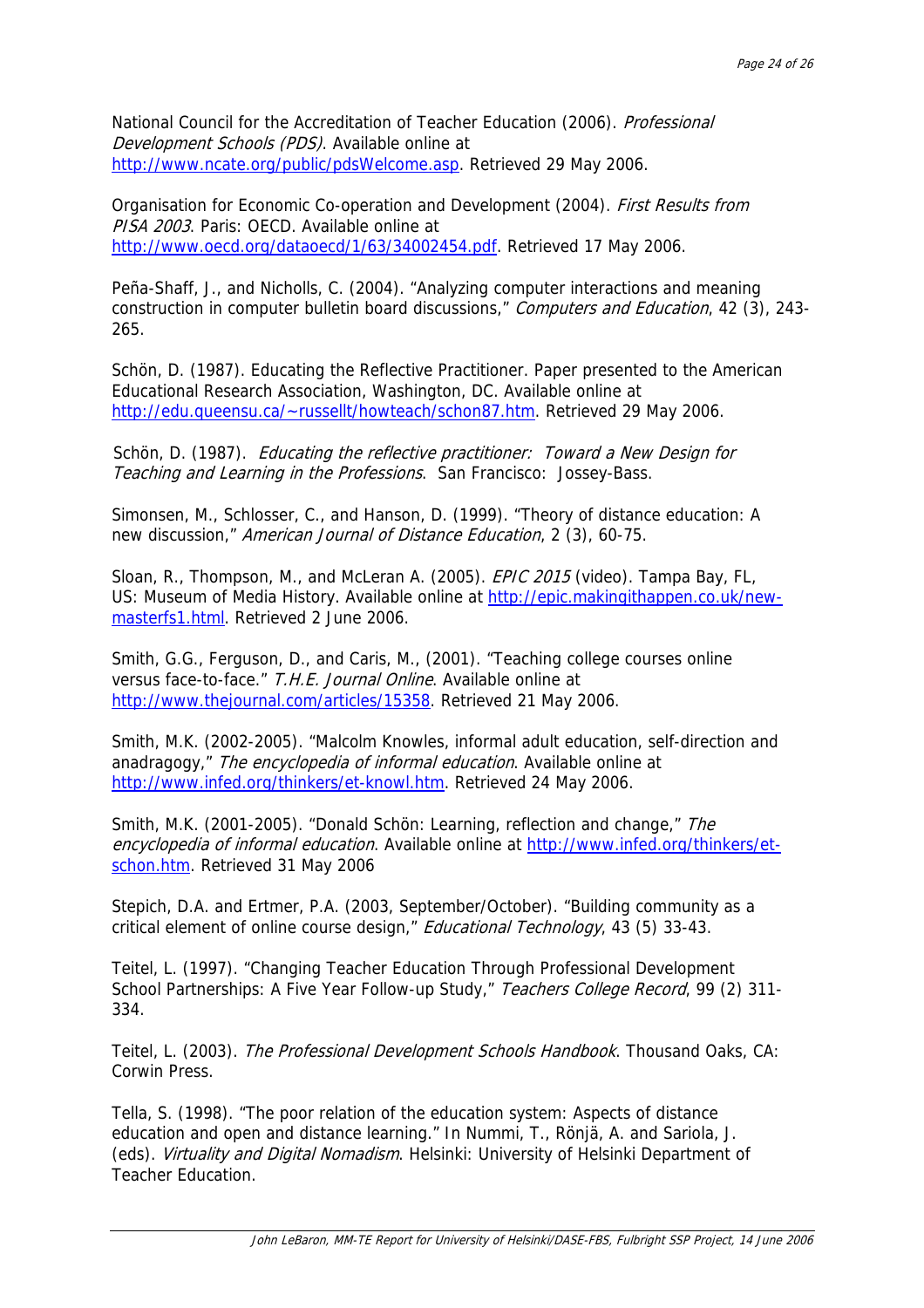National Council for the Accreditation of Teacher Education (2006). *Professional Development Schools (PDS)*. Available online at http://www.ncate.org/public/pdsWelcome.asp. Retrieved 29 May 2006.

Organisation for Economic Co-operation and Development (2004). *First Results from PISA 2003*. Paris: OECD. Available online at http://www.oecd.org/dataoecd/1/63/34002454.pdf. Retrieved 17 May 2006.

Peña-Shaff, J., and Nicholls, C. (2004). "Analyzing computer interactions and meaning construction in computer bulletin board discussions," *Computers and Education*, 42 (3), 243-265.

Schön, D. (1987). Educating the Reflective Practitioner. Paper presented to the American Educational Research Association, Washington, DC. Available online at http://edu.queensu.ca/~russellt/howteach/schon87.htm. Retrieved 29 May 2006.

Schön, D. (1987). *Educating the reflective practitioner: Toward a New Design for Teaching and Learning in the Professions*. San Francisco: Jossey-Bass.

Simonsen, M., Schlosser, C., and Hanson, D. (1999). "Theory of distance education: A new discussion," *American Journal of Distance Education*, 2 (3), 60-75.

Sloan, R., Thompson, M., and McLeran A. (2005). *EPIC 2015* (video). Tampa Bay, FL, US: Museum of Media History. Available online at http://epic.makingithappen.co.uk/new-masterfs1.html. Retrieved 2 June 2006.

Smith, G.G., Ferguson, D., and Caris, M., (2001). "Teaching college courses online versus face-to-face." *T.H.E. Journal Online*. Available online at http://www.thejournal.com/articles/15358. Retrieved 21 May 2006.

Smith, M.K. (2002-2005). "Malcolm Knowles, informal adult education, self-direction and anadragogy," *The encyclopedia of informal education*. Available online at http://www.infed.org/thinkers/et-knowl.htm. Retrieved 24 May 2006.

Smith, M.K. (2001-2005). "Donald Schön: Learning, reflection and change," *The encyclopedia of informal education*. Available online at http://www.infed.org/thinkers/et-schon.htm. Retrieved 31 May 2006

Stepich, D.A. and Ertmer, P.A. (2003, September/October). "Building community as a critical element of online course design," *Educational Technology*, 43 (5) 33-43.

Teitel, L. (1997). "Changing Teacher Education Through Professional Development School Partnerships: A Five Year Follow-up Study," *Teachers College Record*, 99 (2) 311-334.

Teitel, L. (2003). *The Professional Development Schools Handbook*. Thousand Oaks, CA: Corwin Press.

Tella, S. (1998). "The poor relation of the education system: Aspects of distance education and open and distance learning." In Nummi, T., Rönjä, A. and Sariola, J. (eds). *Virtuality and Digital Nomadism*. Helsinki: University of Helsinki Department of Teacher Education.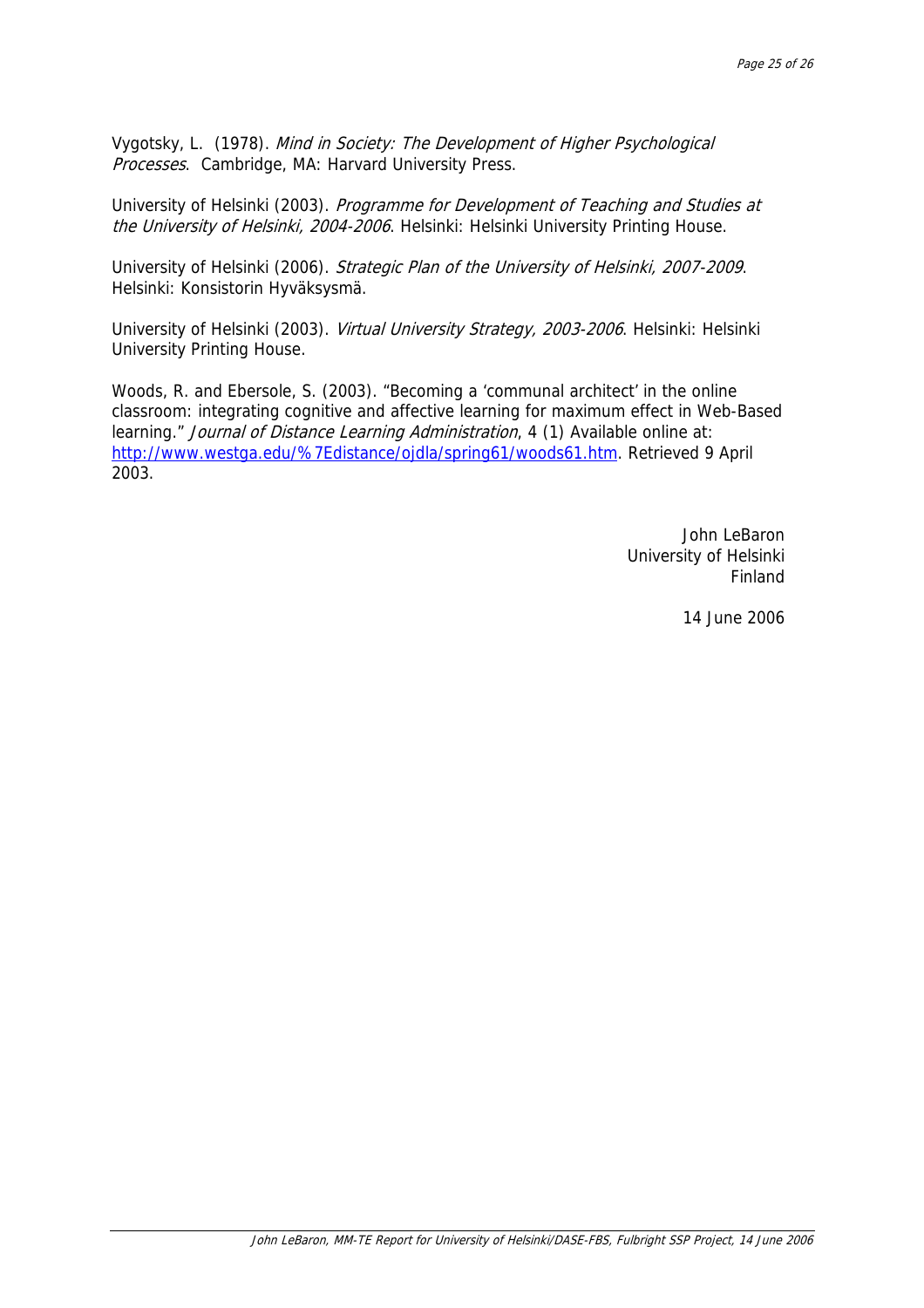Vygotsky, L. (1978). *Mind in Society: The Development of Higher Psychological Processes*. Cambridge, MA: Harvard University Press.

University of Helsinki (2003). *Programme for Development of Teaching and Studies at the University of Helsinki, 2004-2006*. Helsinki: Helsinki University Printing House.

University of Helsinki (2006). *Strategic Plan of the University of Helsinki, 2007-2009*. Helsinki: Konsistorin Hyväksysmä.

University of Helsinki (2003). *Virtual University Strategy, 2003-2006*. Helsinki: Helsinki University Printing House.

Woods, R. and Ebersole, S. (2003). "Becoming a 'communal architect' in the online classroom: integrating cognitive and affective learning for maximum effect in Web-Based learning." *Journal of Distance Learning Administration*, 4 (1) Available online at: http://www.westga.edu/%7Edistance/ojdla/spring61/woods61.htm. Retrieved 9 April 2003.

John LeBaron
University of Helsinki
Finland

14 June 2006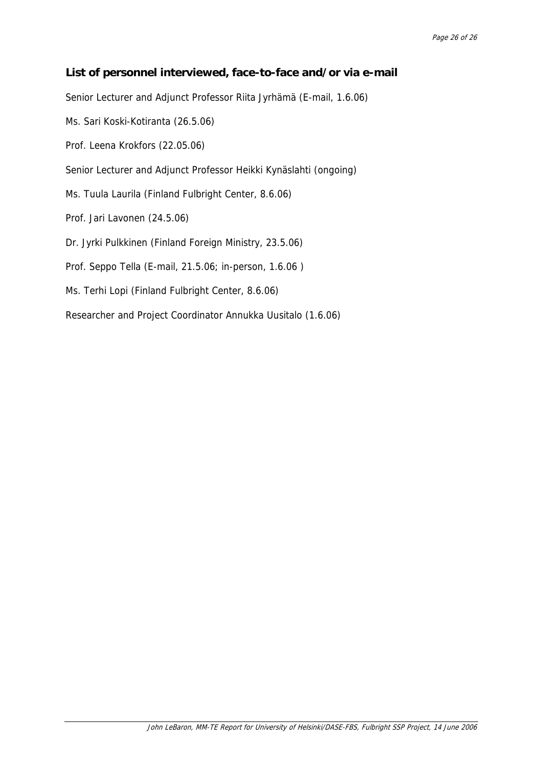## List of personnel interviewed, face-to-face and/or via e-mail

Senior Lecturer and Adjunct Professor Riita Jyrhämä (E-mail, 1.6.06)

Ms. Sari Koski-Kotiranta (26.5.06)

Prof. Leena Krokfors (22.05.06)

Senior Lecturer and Adjunct Professor Heikki Kynäslahti (ongoing)

Ms. Tuula Laurila (Finland Fulbright Center, 8.6.06)

Prof. Jari Lavonen (24.5.06)

Dr. Jyrki Pulkkinen (Finland Foreign Ministry, 23.5.06)

Prof. Seppo Tella (E-mail, 21.5.06; in-person, 1.6.06 )

Ms. Terhi Lopi (Finland Fulbright Center, 8.6.06)

Researcher and Project Coordinator Annukka Uusitalo (1.6.06)